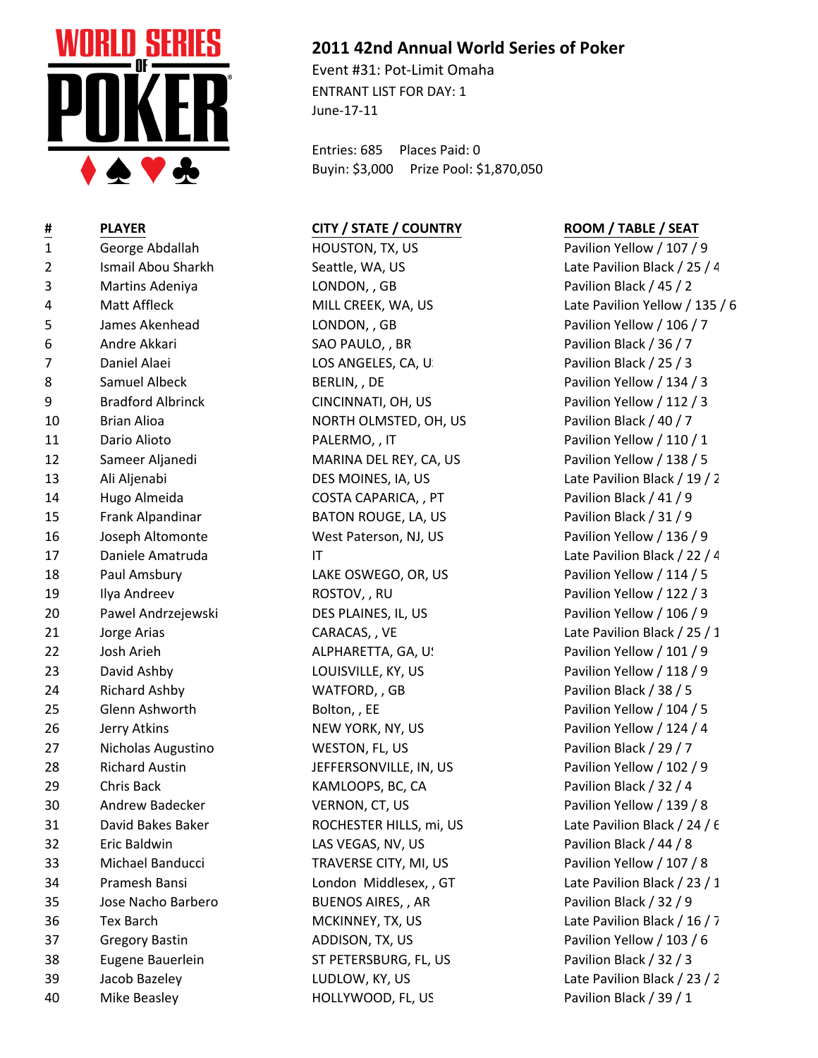WORLD SERIES OF POKER

## 2011 42nd Annual World Series of Poker

Event #31: Pot-Limit Omaha
ENTRANT LIST FOR DAY: 1
June-17-11

Entries: 685 Places Paid: 0
Buyin: $3,000 Prize Pool: $1,870,050

| # | PLAYER | CITY / STATE / COUNTRY | ROOM / TABLE / SEAT |
|---|---|---|---|
| 1 | George Abdallah | HOUSTON, TX, US | Pavilion Yellow / 107 / 9 |
| 2 | Ismail Abou Sharkh | Seattle, WA, US | Late Pavilion Black / 25 / 4 |
| 3 | Martins Adeniya | LONDON, , GB | Pavilion Black / 45 / 2 |
| 4 | Matt Affleck | MILL CREEK, WA, US | Late Pavilion Yellow / 135 / 6 |
| 5 | James Akenhead | LONDON, , GB | Pavilion Yellow / 106 / 7 |
| 6 | Andre Akkari | SAO PAULO, , BR | Pavilion Black / 36 / 7 |
| 7 | Daniel Alaei | LOS ANGELES, CA, US | Pavilion Black / 25 / 3 |
| 8 | Samuel Albeck | BERLIN, , DE | Pavilion Yellow / 134 / 3 |
| 9 | Bradford Albrinck | CINCINNATI, OH, US | Pavilion Yellow / 112 / 3 |
| 10 | Brian Alioa | NORTH OLMSTED, OH, US | Pavilion Black / 40 / 7 |
| 11 | Dario Alioto | PALERMO, , IT | Pavilion Yellow / 110 / 1 |
| 12 | Sameer Aljanedi | MARINA DEL REY, CA, US | Pavilion Yellow / 138 / 5 |
| 13 | Ali Aljenabi | DES MOINES, IA, US | Late Pavilion Black / 19 / 2 |
| 14 | Hugo Almeida | COSTA CAPARICA, , PT | Pavilion Black / 41 / 9 |
| 15 | Frank Alpandinar | BATON ROUGE, LA, US | Pavilion Black / 31 / 9 |
| 16 | Joseph Altomonte | West Paterson, NJ, US | Pavilion Yellow / 136 / 9 |
| 17 | Daniele Amatruda | IT | Late Pavilion Black / 22 / 4 |
| 18 | Paul Amsbury | LAKE OSWEGO, OR, US | Pavilion Yellow / 114 / 5 |
| 19 | Ilya Andreev | ROSTOV, , RU | Pavilion Yellow / 122 / 3 |
| 20 | Pawel Andrzejewski | DES PLAINES, IL, US | Pavilion Yellow / 106 / 9 |
| 21 | Jorge Arias | CARACAS, , VE | Late Pavilion Black / 25 / 1 |
| 22 | Josh Arieh | ALPHARETTA, GA, US | Pavilion Yellow / 101 / 9 |
| 23 | David Ashby | LOUISVILLE, KY, US | Pavilion Yellow / 118 / 9 |
| 24 | Richard Ashby | WATFORD, , GB | Pavilion Black / 38 / 5 |
| 25 | Glenn Ashworth | Bolton, , EE | Pavilion Yellow / 104 / 5 |
| 26 | Jerry Atkins | NEW YORK, NY, US | Pavilion Yellow / 124 / 4 |
| 27 | Nicholas Augustino | WESTON, FL, US | Pavilion Black / 29 / 7 |
| 28 | Richard Austin | JEFFERSONVILLE, IN, US | Pavilion Yellow / 102 / 9 |
| 29 | Chris Back | KAMLOOPS, BC, CA | Pavilion Black / 32 / 4 |
| 30 | Andrew Badecker | VERNON, CT, US | Pavilion Yellow / 139 / 8 |
| 31 | David Bakes Baker | ROCHESTER HILLS, mi, US | Late Pavilion Black / 24 / 6 |
| 32 | Eric Baldwin | LAS VEGAS, NV, US | Pavilion Black / 44 / 8 |
| 33 | Michael Banducci | TRAVERSE CITY, MI, US | Pavilion Yellow / 107 / 8 |
| 34 | Pramesh Bansi | London Middlesex, , GT | Late Pavilion Black / 23 / 1 |
| 35 | Jose Nacho Barbero | BUENOS AIRES, , AR | Pavilion Black / 32 / 9 |
| 36 | Tex Barch | MCKINNEY, TX, US | Late Pavilion Black / 16 / 7 |
| 37 | Gregory Bastin | ADDISON, TX, US | Pavilion Yellow / 103 / 6 |
| 38 | Eugene Bauerlein | ST PETERSBURG, FL, US | Pavilion Black / 32 / 3 |
| 39 | Jacob Bazeley | LUDLOW, KY, US | Late Pavilion Black / 23 / 2 |
| 40 | Mike Beasley | HOLLYWOOD, FL, US | Pavilion Black / 39 / 1 |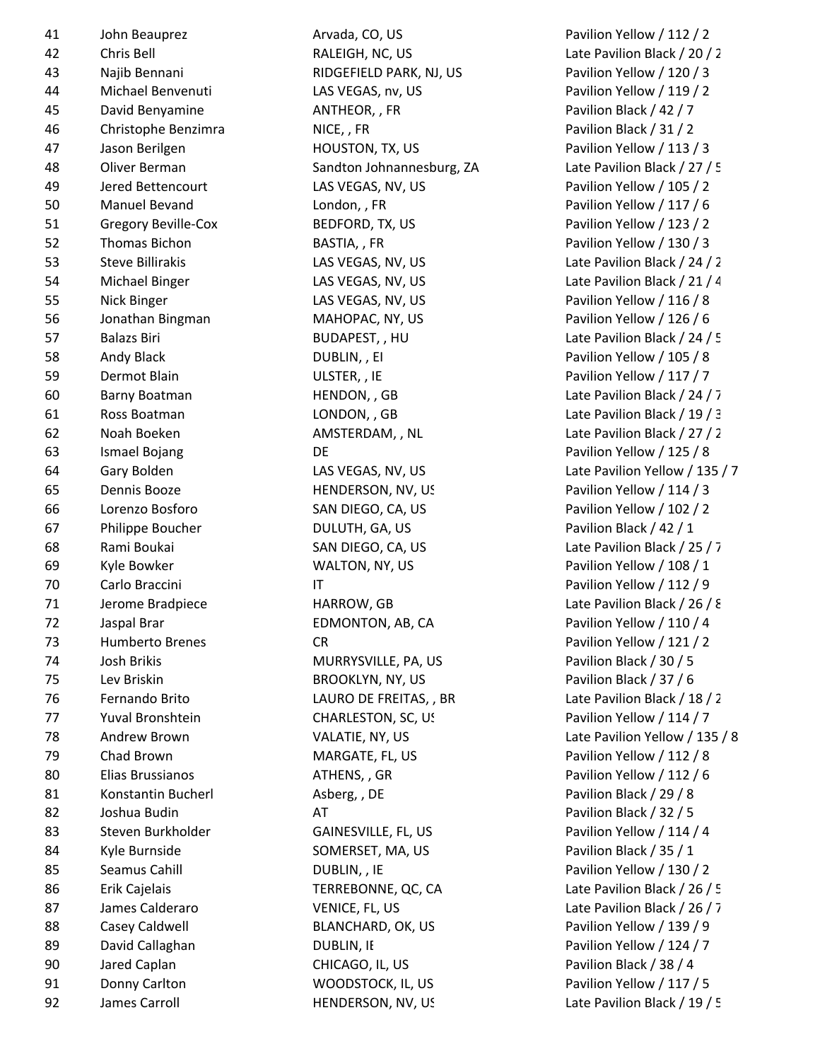| | | | |
|---|---|---|---|
| 41 | John Beauprez | Arvada, CO, US | Pavilion Yellow / 112 / 2 |
| 42 | Chris Bell | RALEIGH, NC, US | Late Pavilion Black / 20 / 2 |
| 43 | Najib Bennani | RIDGEFIELD PARK, NJ, US | Pavilion Yellow / 120 / 3 |
| 44 | Michael Benvenuti | LAS VEGAS, nv, US | Pavilion Yellow / 119 / 2 |
| 45 | David Benyamine | ANTHEOR, , FR | Pavilion Black / 42 / 7 |
| 46 | Christophe Benzimra | NICE, , FR | Pavilion Black / 31 / 2 |
| 47 | Jason Berilgen | HOUSTON, TX, US | Pavilion Yellow / 113 / 3 |
| 48 | Oliver Berman | Sandton Johannesburg, ZA | Late Pavilion Black / 27 / 5 |
| 49 | Jered Bettencourt | LAS VEGAS, NV, US | Pavilion Yellow / 105 / 2 |
| 50 | Manuel Bevand | London, , FR | Pavilion Yellow / 117 / 6 |
| 51 | Gregory Beville-Cox | BEDFORD, TX, US | Pavilion Yellow / 123 / 2 |
| 52 | Thomas Bichon | BASTIA, , FR | Pavilion Yellow / 130 / 3 |
| 53 | Steve Billirakis | LAS VEGAS, NV, US | Late Pavilion Black / 24 / 2 |
| 54 | Michael Binger | LAS VEGAS, NV, US | Late Pavilion Black / 21 / 4 |
| 55 | Nick Binger | LAS VEGAS, NV, US | Pavilion Yellow / 116 / 8 |
| 56 | Jonathan Bingman | MAHOPAC, NY, US | Pavilion Yellow / 126 / 6 |
| 57 | Balazs Biri | BUDAPEST, , HU | Late Pavilion Black / 24 / 5 |
| 58 | Andy Black | DUBLIN, , EI | Pavilion Yellow / 105 / 8 |
| 59 | Dermot Blain | ULSTER, , IE | Pavilion Yellow / 117 / 7 |
| 60 | Barny Boatman | HENDON, , GB | Late Pavilion Black / 24 / 7 |
| 61 | Ross Boatman | LONDON, , GB | Late Pavilion Black / 19 / 3 |
| 62 | Noah Boeken | AMSTERDAM, , NL | Late Pavilion Black / 27 / 2 |
| 63 | Ismael Bojang | DE | Pavilion Yellow / 125 / 8 |
| 64 | Gary Bolden | LAS VEGAS, NV, US | Late Pavilion Yellow / 135 / 7 |
| 65 | Dennis Booze | HENDERSON, NV, US | Pavilion Yellow / 114 / 3 |
| 66 | Lorenzo Bosforo | SAN DIEGO, CA, US | Pavilion Yellow / 102 / 2 |
| 67 | Philippe Boucher | DULUTH, GA, US | Pavilion Black / 42 / 1 |
| 68 | Rami Boukai | SAN DIEGO, CA, US | Late Pavilion Black / 25 / 7 |
| 69 | Kyle Bowker | WALTON, NY, US | Pavilion Yellow / 108 / 1 |
| 70 | Carlo Braccini | IT | Pavilion Yellow / 112 / 9 |
| 71 | Jerome Bradpiece | HARROW, GB | Late Pavilion Black / 26 / 8 |
| 72 | Jaspal Brar | EDMONTON, AB, CA | Pavilion Yellow / 110 / 4 |
| 73 | Humberto Brenes | CR | Pavilion Yellow / 121 / 2 |
| 74 | Josh Brikis | MURRYSVILLE, PA, US | Pavilion Black / 30 / 5 |
| 75 | Lev Briskin | BROOKLYN, NY, US | Pavilion Black / 37 / 6 |
| 76 | Fernando Brito | LAURO DE FREITAS, , BR | Late Pavilion Black / 18 / 2 |
| 77 | Yuval Bronshtein | CHARLESTON, SC, US | Pavilion Yellow / 114 / 7 |
| 78 | Andrew Brown | VALATIE, NY, US | Late Pavilion Yellow / 135 / 8 |
| 79 | Chad Brown | MARGATE, FL, US | Pavilion Yellow / 112 / 8 |
| 80 | Elias Brussianos | ATHENS, , GR | Pavilion Yellow / 112 / 6 |
| 81 | Konstantin Bucherl | Asberg, , DE | Pavilion Black / 29 / 8 |
| 82 | Joshua Budin | AT | Pavilion Black / 32 / 5 |
| 83 | Steven Burkholder | GAINESVILLE, FL, US | Pavilion Yellow / 114 / 4 |
| 84 | Kyle Burnside | SOMERSET, MA, US | Pavilion Black / 35 / 1 |
| 85 | Seamus Cahill | DUBLIN, , IE | Pavilion Yellow / 130 / 2 |
| 86 | Erik Cajelais | TERREBONNE, QC, CA | Late Pavilion Black / 26 / 5 |
| 87 | James Calderaro | VENICE, FL, US | Late Pavilion Black / 26 / 7 |
| 88 | Casey Caldwell | BLANCHARD, OK, US | Pavilion Yellow / 139 / 9 |
| 89 | David Callaghan | DUBLIN, IE | Pavilion Yellow / 124 / 7 |
| 90 | Jared Caplan | CHICAGO, IL, US | Pavilion Black / 38 / 4 |
| 91 | Donny Carlton | WOODSTOCK, IL, US | Pavilion Yellow / 117 / 5 |
| 92 | James Carroll | HENDERSON, NV, US | Late Pavilion Black / 19 / 5 |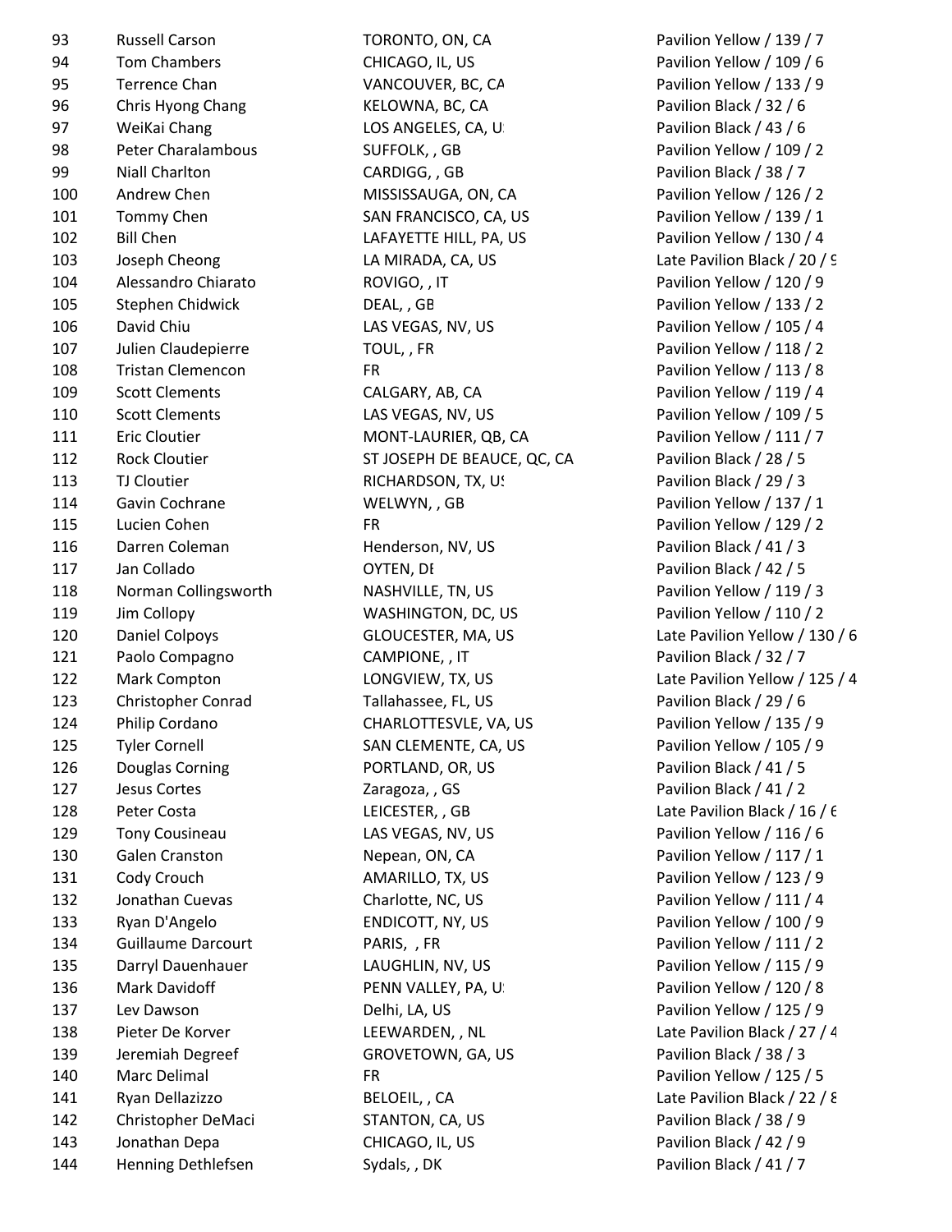| | | | |
|---|---|---|---|
| 93 | Russell Carson | TORONTO, ON, CA | Pavilion Yellow / 139 / 7 |
| 94 | Tom Chambers | CHICAGO, IL, US | Pavilion Yellow / 109 / 6 |
| 95 | Terrence Chan | VANCOUVER, BC, CA | Pavilion Yellow / 133 / 9 |
| 96 | Chris Hyong Chang | KELOWNA, BC, CA | Pavilion Black / 32 / 6 |
| 97 | WeiKai Chang | LOS ANGELES, CA, U | Pavilion Black / 43 / 6 |
| 98 | Peter Charalambous | SUFFOLK, , GB | Pavilion Yellow / 109 / 2 |
| 99 | Niall Charlton | CARDIGG, , GB | Pavilion Black / 38 / 7 |
| 100 | Andrew Chen | MISSISSAUGA, ON, CA | Pavilion Yellow / 126 / 2 |
| 101 | Tommy Chen | SAN FRANCISCO, CA, US | Pavilion Yellow / 139 / 1 |
| 102 | Bill Chen | LAFAYETTE HILL, PA, US | Pavilion Yellow / 130 / 4 |
| 103 | Joseph Cheong | LA MIRADA, CA, US | Late Pavilion Black / 20 / 9 |
| 104 | Alessandro Chiarato | ROVIGO, , IT | Pavilion Yellow / 120 / 9 |
| 105 | Stephen Chidwick | DEAL, , GB | Pavilion Yellow / 133 / 2 |
| 106 | David Chiu | LAS VEGAS, NV, US | Pavilion Yellow / 105 / 4 |
| 107 | Julien Claudepierre | TOUL, , FR | Pavilion Yellow / 118 / 2 |
| 108 | Tristan Clemencon | FR | Pavilion Yellow / 113 / 8 |
| 109 | Scott Clements | CALGARY, AB, CA | Pavilion Yellow / 119 / 4 |
| 110 | Scott Clements | LAS VEGAS, NV, US | Pavilion Yellow / 109 / 5 |
| 111 | Eric Cloutier | MONT-LAURIER, QB, CA | Pavilion Yellow / 111 / 7 |
| 112 | Rock Cloutier | ST JOSEPH DE BEAUCE, QC, CA | Pavilion Black / 28 / 5 |
| 113 | TJ Cloutier | RICHARDSON, TX, US | Pavilion Black / 29 / 3 |
| 114 | Gavin Cochrane | WELWYN, , GB | Pavilion Yellow / 137 / 1 |
| 115 | Lucien Cohen | FR | Pavilion Yellow / 129 / 2 |
| 116 | Darren Coleman | Henderson, NV, US | Pavilion Black / 41 / 3 |
| 117 | Jan Collado | OYTEN, DE | Pavilion Black / 42 / 5 |
| 118 | Norman Collingsworth | NASHVILLE, TN, US | Pavilion Yellow / 119 / 3 |
| 119 | Jim Collopy | WASHINGTON, DC, US | Pavilion Yellow / 110 / 2 |
| 120 | Daniel Colpoys | GLOUCESTER, MA, US | Late Pavilion Yellow / 130 / 6 |
| 121 | Paolo Compagno | CAMPIONE, , IT | Pavilion Black / 32 / 7 |
| 122 | Mark Compton | LONGVIEW, TX, US | Late Pavilion Yellow / 125 / 4 |
| 123 | Christopher Conrad | Tallahassee, FL, US | Pavilion Black / 29 / 6 |
| 124 | Philip Cordano | CHARLOTTESVLE, VA, US | Pavilion Yellow / 135 / 9 |
| 125 | Tyler Cornell | SAN CLEMENTE, CA, US | Pavilion Yellow / 105 / 9 |
| 126 | Douglas Corning | PORTLAND, OR, US | Pavilion Black / 41 / 5 |
| 127 | Jesus Cortes | Zaragoza, , GS | Pavilion Black / 41 / 2 |
| 128 | Peter Costa | LEICESTER, , GB | Late Pavilion Black / 16 / 6 |
| 129 | Tony Cousineau | LAS VEGAS, NV, US | Pavilion Yellow / 116 / 6 |
| 130 | Galen Cranston | Nepean, ON, CA | Pavilion Yellow / 117 / 1 |
| 131 | Cody Crouch | AMARILLO, TX, US | Pavilion Yellow / 123 / 9 |
| 132 | Jonathan Cuevas | Charlotte, NC, US | Pavilion Yellow / 111 / 4 |
| 133 | Ryan D'Angelo | ENDICOTT, NY, US | Pavilion Yellow / 100 / 9 |
| 134 | Guillaume Darcourt | PARIS, , FR | Pavilion Yellow / 111 / 2 |
| 135 | Darryl Dauenhauer | LAUGHLIN, NV, US | Pavilion Yellow / 115 / 9 |
| 136 | Mark Davidoff | PENN VALLEY, PA, US | Pavilion Yellow / 120 / 8 |
| 137 | Lev Dawson | Delhi, LA, US | Pavilion Yellow / 125 / 9 |
| 138 | Pieter De Korver | LEEWARDEN, , NL | Late Pavilion Black / 27 / 4 |
| 139 | Jeremiah Degreef | GROVETOWN, GA, US | Pavilion Black / 38 / 3 |
| 140 | Marc Delimal | FR | Pavilion Yellow / 125 / 5 |
| 141 | Ryan Dellazizzo | BELOEIL, , CA | Late Pavilion Black / 22 / 8 |
| 142 | Christopher DeMaci | STANTON, CA, US | Pavilion Black / 38 / 9 |
| 143 | Jonathan Depa | CHICAGO, IL, US | Pavilion Black / 42 / 9 |
| 144 | Henning Dethlefsen | Sydals, , DK | Pavilion Black / 41 / 7 |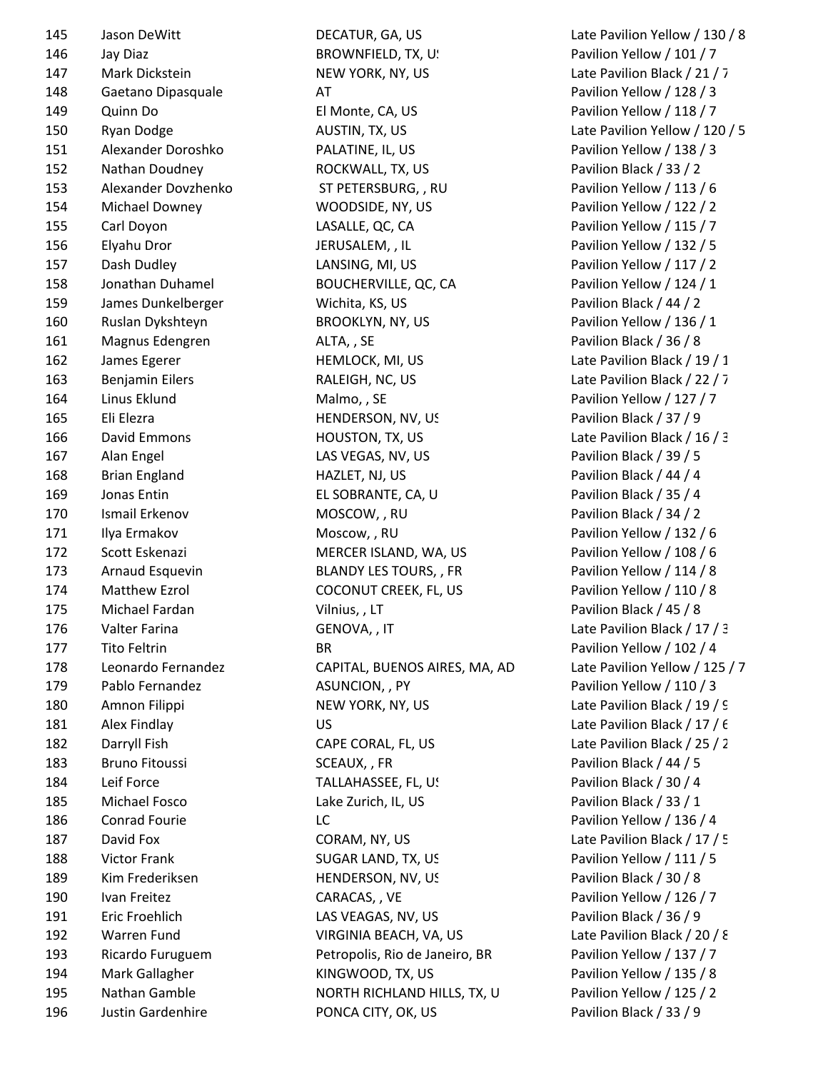| | | | |
|---|---|---|---|
| 145 | Jason DeWitt | DECATUR, GA, US | Late Pavilion Yellow / 130 / 8 |
| 146 | Jay Diaz | BROWNFIELD, TX, US | Pavilion Yellow / 101 / 7 |
| 147 | Mark Dickstein | NEW YORK, NY, US | Late Pavilion Black / 21 / 7 |
| 148 | Gaetano Dipasquale | AT | Pavilion Yellow / 128 / 3 |
| 149 | Quinn Do | El Monte, CA, US | Pavilion Yellow / 118 / 7 |
| 150 | Ryan Dodge | AUSTIN, TX, US | Late Pavilion Yellow / 120 / 5 |
| 151 | Alexander Doroshko | PALATINE, IL, US | Pavilion Yellow / 138 / 3 |
| 152 | Nathan Doudney | ROCKWALL, TX, US | Pavilion Black / 33 / 2 |
| 153 | Alexander Dovzhenko | ST PETERSBURG, , RU | Pavilion Yellow / 113 / 6 |
| 154 | Michael Downey | WOODSIDE, NY, US | Pavilion Yellow / 122 / 2 |
| 155 | Carl Doyon | LASALLE, QC, CA | Pavilion Yellow / 115 / 7 |
| 156 | Elyahu Dror | JERUSALEM, , IL | Pavilion Yellow / 132 / 5 |
| 157 | Dash Dudley | LANSING, MI, US | Pavilion Yellow / 117 / 2 |
| 158 | Jonathan Duhamel | BOUCHERVILLE, QC, CA | Pavilion Yellow / 124 / 1 |
| 159 | James Dunkelberger | Wichita, KS, US | Pavilion Black / 44 / 2 |
| 160 | Ruslan Dykshteyn | BROOKLYN, NY, US | Pavilion Yellow / 136 / 1 |
| 161 | Magnus Edengren | ALTA, , SE | Pavilion Black / 36 / 8 |
| 162 | James Egerer | HEMLOCK, MI, US | Late Pavilion Black / 19 / 1 |
| 163 | Benjamin Eilers | RALEIGH, NC, US | Late Pavilion Black / 22 / 7 |
| 164 | Linus Eklund | Malmo, , SE | Pavilion Yellow / 127 / 7 |
| 165 | Eli Elezra | HENDERSON, NV, US | Pavilion Black / 37 / 9 |
| 166 | David Emmons | HOUSTON, TX, US | Late Pavilion Black / 16 / 3 |
| 167 | Alan Engel | LAS VEGAS, NV, US | Pavilion Black / 39 / 5 |
| 168 | Brian England | HAZLET, NJ, US | Pavilion Black / 44 / 4 |
| 169 | Jonas Entin | EL SOBRANTE, CA, U | Pavilion Black / 35 / 4 |
| 170 | Ismail Erkenov | MOSCOW, , RU | Pavilion Black / 34 / 2 |
| 171 | Ilya Ermakov | Moscow, , RU | Pavilion Yellow / 132 / 6 |
| 172 | Scott Eskenazi | MERCER ISLAND, WA, US | Pavilion Yellow / 108 / 6 |
| 173 | Arnaud Esquevin | BLANDY LES TOURS, , FR | Pavilion Yellow / 114 / 8 |
| 174 | Matthew Ezrol | COCONUT CREEK, FL, US | Pavilion Yellow / 110 / 8 |
| 175 | Michael Fardan | Vilnius, , LT | Pavilion Black / 45 / 8 |
| 176 | Valter Farina | GENOVA, , IT | Late Pavilion Black / 17 / 3 |
| 177 | Tito Feltrin | BR | Pavilion Yellow / 102 / 4 |
| 178 | Leonardo Fernandez | CAPITAL, BUENOS AIRES, MA, AD | Late Pavilion Yellow / 125 / 7 |
| 179 | Pablo Fernandez | ASUNCION, , PY | Pavilion Yellow / 110 / 3 |
| 180 | Amnon Filippi | NEW YORK, NY, US | Late Pavilion Black / 19 / 9 |
| 181 | Alex Findlay | US | Late Pavilion Black / 17 / 6 |
| 182 | Darryll Fish | CAPE CORAL, FL, US | Late Pavilion Black / 25 / 2 |
| 183 | Bruno Fitoussi | SCEAUX, , FR | Pavilion Black / 44 / 5 |
| 184 | Leif Force | TALLAHASSEE, FL, US | Pavilion Black / 30 / 4 |
| 185 | Michael Fosco | Lake Zurich, IL, US | Pavilion Black / 33 / 1 |
| 186 | Conrad Fourie | LC | Pavilion Yellow / 136 / 4 |
| 187 | David Fox | CORAM, NY, US | Late Pavilion Black / 17 / 5 |
| 188 | Victor Frank | SUGAR LAND, TX, US | Pavilion Yellow / 111 / 5 |
| 189 | Kim Frederiksen | HENDERSON, NV, US | Pavilion Black / 30 / 8 |
| 190 | Ivan Freitez | CARACAS, , VE | Pavilion Yellow / 126 / 7 |
| 191 | Eric Froehlich | LAS VEAGAS, NV, US | Pavilion Black / 36 / 9 |
| 192 | Warren Fund | VIRGINIA BEACH, VA, US | Late Pavilion Black / 20 / 8 |
| 193 | Ricardo Furuguem | Petropolis, Rio de Janeiro, BR | Pavilion Yellow / 137 / 7 |
| 194 | Mark Gallagher | KINGWOOD, TX, US | Pavilion Yellow / 135 / 8 |
| 195 | Nathan Gamble | NORTH RICHLAND HILLS, TX, U | Pavilion Yellow / 125 / 2 |
| 196 | Justin Gardenhire | PONCA CITY, OK, US | Pavilion Black / 33 / 9 |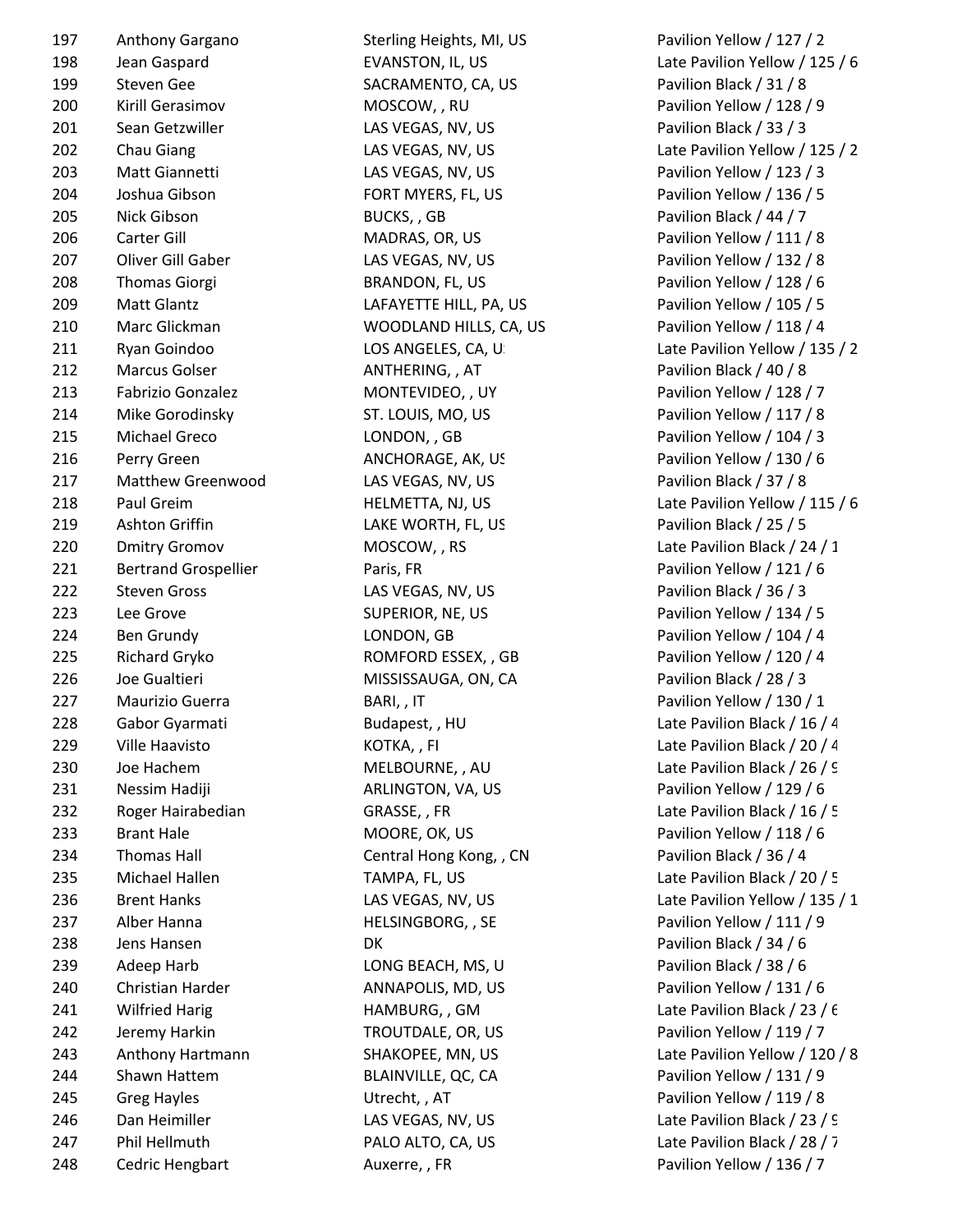| | | | |
|---|---|---|---|
| 197 | Anthony Gargano | Sterling Heights, MI, US | Pavilion Yellow / 127 / 2 |
| 198 | Jean Gaspard | EVANSTON, IL, US | Late Pavilion Yellow / 125 / 6 |
| 199 | Steven Gee | SACRAMENTO, CA, US | Pavilion Black / 31 / 8 |
| 200 | Kirill Gerasimov | MOSCOW, , RU | Pavilion Yellow / 128 / 9 |
| 201 | Sean Getzwiller | LAS VEGAS, NV, US | Pavilion Black / 33 / 3 |
| 202 | Chau Giang | LAS VEGAS, NV, US | Late Pavilion Yellow / 125 / 2 |
| 203 | Matt Giannetti | LAS VEGAS, NV, US | Pavilion Yellow / 123 / 3 |
| 204 | Joshua Gibson | FORT MYERS, FL, US | Pavilion Yellow / 136 / 5 |
| 205 | Nick Gibson | BUCKS, , GB | Pavilion Black / 44 / 7 |
| 206 | Carter Gill | MADRAS, OR, US | Pavilion Yellow / 111 / 8 |
| 207 | Oliver Gill Gaber | LAS VEGAS, NV, US | Pavilion Yellow / 132 / 8 |
| 208 | Thomas Giorgi | BRANDON, FL, US | Pavilion Yellow / 128 / 6 |
| 209 | Matt Glantz | LAFAYETTE HILL, PA, US | Pavilion Yellow / 105 / 5 |
| 210 | Marc Glickman | WOODLAND HILLS, CA, US | Pavilion Yellow / 118 / 4 |
| 211 | Ryan Goindoo | LOS ANGELES, CA, U | Late Pavilion Yellow / 135 / 2 |
| 212 | Marcus Golser | ANTHERING, , AT | Pavilion Black / 40 / 8 |
| 213 | Fabrizio Gonzalez | MONTEVIDEO, , UY | Pavilion Yellow / 128 / 7 |
| 214 | Mike Gorodinsky | ST. LOUIS, MO, US | Pavilion Yellow / 117 / 8 |
| 215 | Michael Greco | LONDON, , GB | Pavilion Yellow / 104 / 3 |
| 216 | Perry Green | ANCHORAGE, AK, US | Pavilion Yellow / 130 / 6 |
| 217 | Matthew Greenwood | LAS VEGAS, NV, US | Pavilion Black / 37 / 8 |
| 218 | Paul Greim | HELMETTA, NJ, US | Late Pavilion Yellow / 115 / 6 |
| 219 | Ashton Griffin | LAKE WORTH, FL, US | Pavilion Black / 25 / 5 |
| 220 | Dmitry Gromov | MOSCOW, , RS | Late Pavilion Black / 24 / 1 |
| 221 | Bertrand Grospellier | Paris, FR | Pavilion Yellow / 121 / 6 |
| 222 | Steven Gross | LAS VEGAS, NV, US | Pavilion Black / 36 / 3 |
| 223 | Lee Grove | SUPERIOR, NE, US | Pavilion Yellow / 134 / 5 |
| 224 | Ben Grundy | LONDON, GB | Pavilion Yellow / 104 / 4 |
| 225 | Richard Gryko | ROMFORD ESSEX, , GB | Pavilion Yellow / 120 / 4 |
| 226 | Joe Gualtieri | MISSISSAUGA, ON, CA | Pavilion Black / 28 / 3 |
| 227 | Maurizio Guerra | BARI, , IT | Pavilion Yellow / 130 / 1 |
| 228 | Gabor Gyarmati | Budapest, , HU | Late Pavilion Black / 16 / 4 |
| 229 | Ville Haavisto | KOTKA, , FI | Late Pavilion Black / 20 / 4 |
| 230 | Joe Hachem | MELBOURNE, , AU | Late Pavilion Black / 26 / 9 |
| 231 | Nessim Hadiji | ARLINGTON, VA, US | Pavilion Yellow / 129 / 6 |
| 232 | Roger Hairabedian | GRASSE, , FR | Late Pavilion Black / 16 / 5 |
| 233 | Brant Hale | MOORE, OK, US | Pavilion Yellow / 118 / 6 |
| 234 | Thomas Hall | Central Hong Kong, , CN | Pavilion Black / 36 / 4 |
| 235 | Michael Hallen | TAMPA, FL, US | Late Pavilion Black / 20 / 5 |
| 236 | Brent Hanks | LAS VEGAS, NV, US | Late Pavilion Yellow / 135 / 1 |
| 237 | Alber Hanna | HELSINGBORG, , SE | Pavilion Yellow / 111 / 9 |
| 238 | Jens Hansen | DK | Pavilion Black / 34 / 6 |
| 239 | Adeep Harb | LONG BEACH, MS, U | Pavilion Black / 38 / 6 |
| 240 | Christian Harder | ANNAPOLIS, MD, US | Pavilion Yellow / 131 / 6 |
| 241 | Wilfried Harig | HAMBURG, , GM | Late Pavilion Black / 23 / 6 |
| 242 | Jeremy Harkin | TROUTDALE, OR, US | Pavilion Yellow / 119 / 7 |
| 243 | Anthony Hartmann | SHAKOPEE, MN, US | Late Pavilion Yellow / 120 / 8 |
| 244 | Shawn Hattem | BLAINVILLE, QC, CA | Pavilion Yellow / 131 / 9 |
| 245 | Greg Hayles | Utrecht, , AT | Pavilion Yellow / 119 / 8 |
| 246 | Dan Heimiller | LAS VEGAS, NV, US | Late Pavilion Black / 23 / 9 |
| 247 | Phil Hellmuth | PALO ALTO, CA, US | Late Pavilion Black / 28 / 7 |
| 248 | Cedric Hengbart | Auxerre, , FR | Pavilion Yellow / 136 / 7 |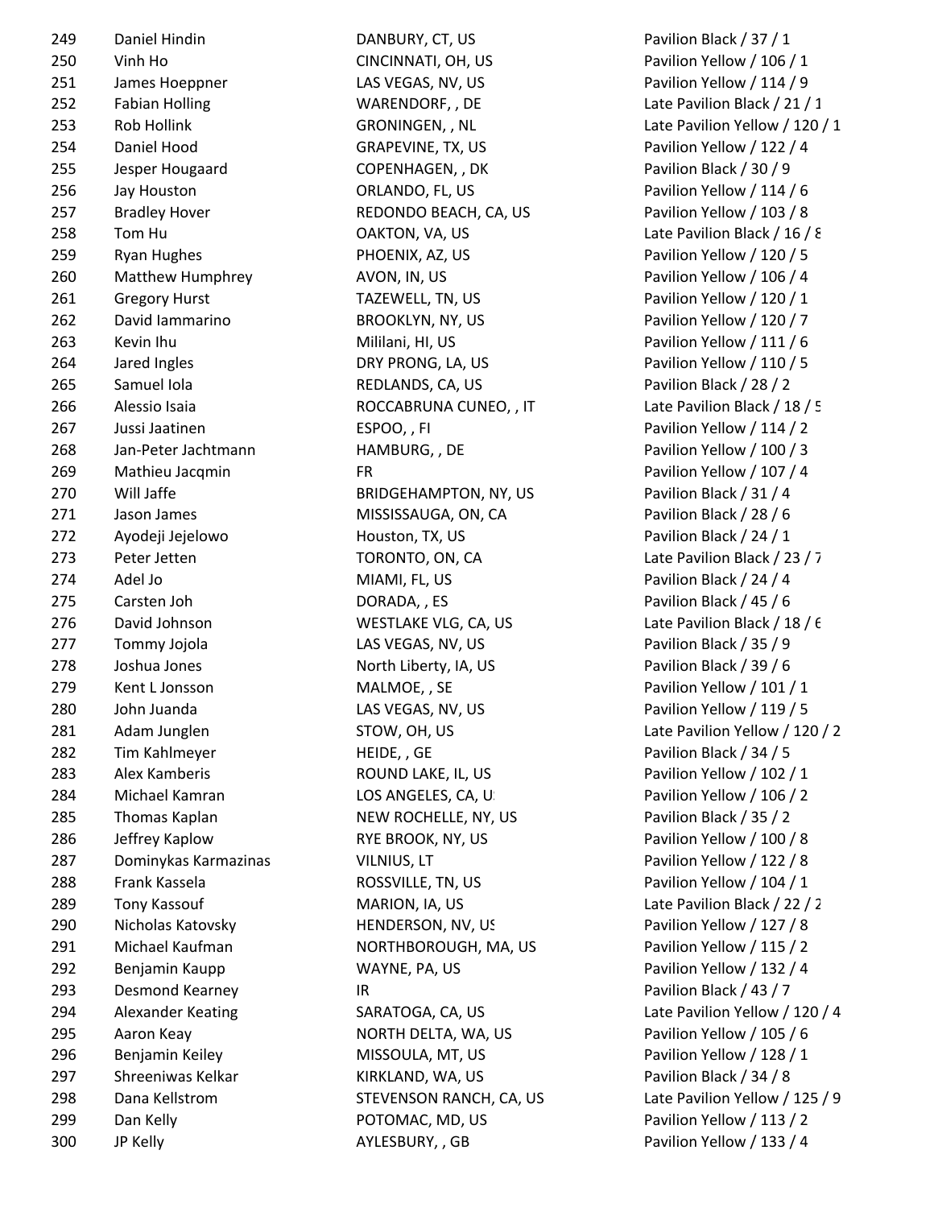| | | | |
|---|---|---|---|
| 249 | Daniel Hindin | DANBURY, CT, US | Pavilion Black / 37 / 1 |
| 250 | Vinh Ho | CINCINNATI, OH, US | Pavilion Yellow / 106 / 1 |
| 251 | James Hoeppner | LAS VEGAS, NV, US | Pavilion Yellow / 114 / 9 |
| 252 | Fabian Holling | WARENDORF, , DE | Late Pavilion Black / 21 / 1 |
| 253 | Rob Hollink | GRONINGEN, , NL | Late Pavilion Yellow / 120 / 1 |
| 254 | Daniel Hood | GRAPEVINE, TX, US | Pavilion Yellow / 122 / 4 |
| 255 | Jesper Hougaard | COPENHAGEN, , DK | Pavilion Black / 30 / 9 |
| 256 | Jay Houston | ORLANDO, FL, US | Pavilion Yellow / 114 / 6 |
| 257 | Bradley Hover | REDONDO BEACH, CA, US | Pavilion Yellow / 103 / 8 |
| 258 | Tom Hu | OAKTON, VA, US | Late Pavilion Black / 16 / 8 |
| 259 | Ryan Hughes | PHOENIX, AZ, US | Pavilion Yellow / 120 / 5 |
| 260 | Matthew Humphrey | AVON, IN, US | Pavilion Yellow / 106 / 4 |
| 261 | Gregory Hurst | TAZEWELL, TN, US | Pavilion Yellow / 120 / 1 |
| 262 | David Iammarino | BROOKLYN, NY, US | Pavilion Yellow / 120 / 7 |
| 263 | Kevin Ihu | Mililani, HI, US | Pavilion Yellow / 111 / 6 |
| 264 | Jared Ingles | DRY PRONG, LA, US | Pavilion Yellow / 110 / 5 |
| 265 | Samuel Iola | REDLANDS, CA, US | Pavilion Black / 28 / 2 |
| 266 | Alessio Isaia | ROCCABRUNA CUNEO, , IT | Late Pavilion Black / 18 / 5 |
| 267 | Jussi Jaatinen | ESPOO, , FI | Pavilion Yellow / 114 / 2 |
| 268 | Jan-Peter Jachtmann | HAMBURG, , DE | Pavilion Yellow / 100 / 3 |
| 269 | Mathieu Jacqmin | FR | Pavilion Yellow / 107 / 4 |
| 270 | Will Jaffe | BRIDGEHAMPTON, NY, US | Pavilion Black / 31 / 4 |
| 271 | Jason James | MISSISSAUGA, ON, CA | Pavilion Black / 28 / 6 |
| 272 | Ayodeji Jejelowo | Houston, TX, US | Pavilion Black / 24 / 1 |
| 273 | Peter Jetten | TORONTO, ON, CA | Late Pavilion Black / 23 / 7 |
| 274 | Adel Jo | MIAMI, FL, US | Pavilion Black / 24 / 4 |
| 275 | Carsten Joh | DORADA, , ES | Pavilion Black / 45 / 6 |
| 276 | David Johnson | WESTLAKE VLG, CA, US | Late Pavilion Black / 18 / 6 |
| 277 | Tommy Jojola | LAS VEGAS, NV, US | Pavilion Black / 35 / 9 |
| 278 | Joshua Jones | North Liberty, IA, US | Pavilion Black / 39 / 6 |
| 279 | Kent L Jonsson | MALMOE, , SE | Pavilion Yellow / 101 / 1 |
| 280 | John Juanda | LAS VEGAS, NV, US | Pavilion Yellow / 119 / 5 |
| 281 | Adam Junglen | STOW, OH, US | Late Pavilion Yellow / 120 / 2 |
| 282 | Tim Kahlmeyer | HEIDE, , GE | Pavilion Black / 34 / 5 |
| 283 | Alex Kamberis | ROUND LAKE, IL, US | Pavilion Yellow / 102 / 1 |
| 284 | Michael Kamran | LOS ANGELES, CA, US | Pavilion Yellow / 106 / 2 |
| 285 | Thomas Kaplan | NEW ROCHELLE, NY, US | Pavilion Black / 35 / 2 |
| 286 | Jeffrey Kaplow | RYE BROOK, NY, US | Pavilion Yellow / 100 / 8 |
| 287 | Dominykas Karmazinas | VILNIUS, LT | Pavilion Yellow / 122 / 8 |
| 288 | Frank Kassela | ROSSVILLE, TN, US | Pavilion Yellow / 104 / 1 |
| 289 | Tony Kassouf | MARION, IA, US | Late Pavilion Black / 22 / 2 |
| 290 | Nicholas Katovsky | HENDERSON, NV, US | Pavilion Yellow / 127 / 8 |
| 291 | Michael Kaufman | NORTHBOROUGH, MA, US | Pavilion Yellow / 115 / 2 |
| 292 | Benjamin Kaupp | WAYNE, PA, US | Pavilion Yellow / 132 / 4 |
| 293 | Desmond Kearney | IR | Pavilion Black / 43 / 7 |
| 294 | Alexander Keating | SARATOGA, CA, US | Late Pavilion Yellow / 120 / 4 |
| 295 | Aaron Keay | NORTH DELTA, WA, US | Pavilion Yellow / 105 / 6 |
| 296 | Benjamin Keiley | MISSOULA, MT, US | Pavilion Yellow / 128 / 1 |
| 297 | Shreeniwas Kelkar | KIRKLAND, WA, US | Pavilion Black / 34 / 8 |
| 298 | Dana Kellstrom | STEVENSON RANCH, CA, US | Late Pavilion Yellow / 125 / 9 |
| 299 | Dan Kelly | POTOMAC, MD, US | Pavilion Yellow / 113 / 2 |
| 300 | JP Kelly | AYLESBURY, , GB | Pavilion Yellow / 133 / 4 |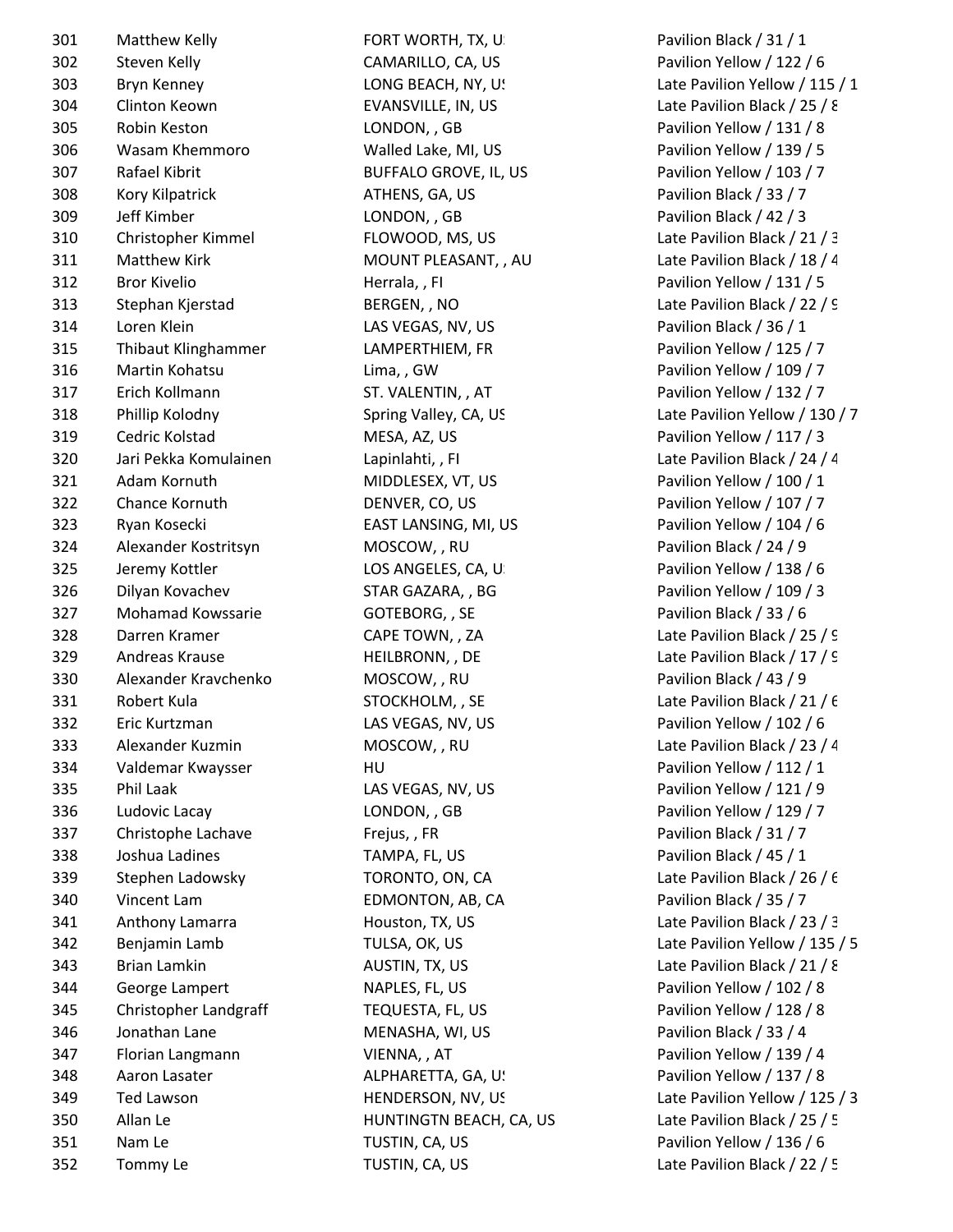| | | | |
|---|---|---|---|
| 301 | Matthew Kelly | FORT WORTH, TX, U | Pavilion Black / 31 / 1 |
| 302 | Steven Kelly | CAMARILLO, CA, US | Pavilion Yellow / 122 / 6 |
| 303 | Bryn Kenney | LONG BEACH, NY, US | Late Pavilion Yellow / 115 / 1 |
| 304 | Clinton Keown | EVANSVILLE, IN, US | Late Pavilion Black / 25 / 8 |
| 305 | Robin Keston | LONDON, , GB | Pavilion Yellow / 131 / 8 |
| 306 | Wasam Khemmoro | Walled Lake, MI, US | Pavilion Yellow / 139 / 5 |
| 307 | Rafael Kibrit | BUFFALO GROVE, IL, US | Pavilion Yellow / 103 / 7 |
| 308 | Kory Kilpatrick | ATHENS, GA, US | Pavilion Black / 33 / 7 |
| 309 | Jeff Kimber | LONDON, , GB | Pavilion Black / 42 / 3 |
| 310 | Christopher Kimmel | FLOWOOD, MS, US | Late Pavilion Black / 21 / 3 |
| 311 | Matthew Kirk | MOUNT PLEASANT, , AU | Late Pavilion Black / 18 / 4 |
| 312 | Bror Kivelio | Herrala, , FI | Pavilion Yellow / 131 / 5 |
| 313 | Stephan Kjerstad | BERGEN, , NO | Late Pavilion Black / 22 / 9 |
| 314 | Loren Klein | LAS VEGAS, NV, US | Pavilion Black / 36 / 1 |
| 315 | Thibaut Klinghammer | LAMPERTHIEM, FR | Pavilion Yellow / 125 / 7 |
| 316 | Martin Kohatsu | Lima, , GW | Pavilion Yellow / 109 / 7 |
| 317 | Erich Kollmann | ST. VALENTIN, , AT | Pavilion Yellow / 132 / 7 |
| 318 | Phillip Kolodny | Spring Valley, CA, US | Late Pavilion Yellow / 130 / 7 |
| 319 | Cedric Kolstad | MESA, AZ, US | Pavilion Yellow / 117 / 3 |
| 320 | Jari Pekka Komulainen | Lapinlahti, , FI | Late Pavilion Black / 24 / 4 |
| 321 | Adam Kornuth | MIDDLESEX, VT, US | Pavilion Yellow / 100 / 1 |
| 322 | Chance Kornuth | DENVER, CO, US | Pavilion Yellow / 107 / 7 |
| 323 | Ryan Kosecki | EAST LANSING, MI, US | Pavilion Yellow / 104 / 6 |
| 324 | Alexander Kostritsyn | MOSCOW, , RU | Pavilion Black / 24 / 9 |
| 325 | Jeremy Kottler | LOS ANGELES, CA, U | Pavilion Yellow / 138 / 6 |
| 326 | Dilyan Kovachev | STAR GAZARA, , BG | Pavilion Yellow / 109 / 3 |
| 327 | Mohamad Kowssarie | GOTEBORG, , SE | Pavilion Black / 33 / 6 |
| 328 | Darren Kramer | CAPE TOWN, , ZA | Late Pavilion Black / 25 / 9 |
| 329 | Andreas Krause | HEILBRONN, , DE | Late Pavilion Black / 17 / 9 |
| 330 | Alexander Kravchenko | MOSCOW, , RU | Pavilion Black / 43 / 9 |
| 331 | Robert Kula | STOCKHOLM, , SE | Late Pavilion Black / 21 / 6 |
| 332 | Eric Kurtzman | LAS VEGAS, NV, US | Pavilion Yellow / 102 / 6 |
| 333 | Alexander Kuzmin | MOSCOW, , RU | Late Pavilion Black / 23 / 4 |
| 334 | Valdemar Kwaysser | HU | Pavilion Yellow / 112 / 1 |
| 335 | Phil Laak | LAS VEGAS, NV, US | Pavilion Yellow / 121 / 9 |
| 336 | Ludovic Lacay | LONDON, , GB | Pavilion Yellow / 129 / 7 |
| 337 | Christophe Lachave | Frejus, , FR | Pavilion Black / 31 / 7 |
| 338 | Joshua Ladines | TAMPA, FL, US | Pavilion Black / 45 / 1 |
| 339 | Stephen Ladowsky | TORONTO, ON, CA | Late Pavilion Black / 26 / 6 |
| 340 | Vincent Lam | EDMONTON, AB, CA | Pavilion Black / 35 / 7 |
| 341 | Anthony Lamarra | Houston, TX, US | Late Pavilion Black / 23 / 3 |
| 342 | Benjamin Lamb | TULSA, OK, US | Late Pavilion Yellow / 135 / 5 |
| 343 | Brian Lamkin | AUSTIN, TX, US | Late Pavilion Black / 21 / 8 |
| 344 | George Lampert | NAPLES, FL, US | Pavilion Yellow / 102 / 8 |
| 345 | Christopher Landgraff | TEQUESTA, FL, US | Pavilion Yellow / 128 / 8 |
| 346 | Jonathan Lane | MENASHA, WI, US | Pavilion Black / 33 / 4 |
| 347 | Florian Langmann | VIENNA, , AT | Pavilion Yellow / 139 / 4 |
| 348 | Aaron Lasater | ALPHARETTA, GA, US | Pavilion Yellow / 137 / 8 |
| 349 | Ted Lawson | HENDERSON, NV, US | Late Pavilion Yellow / 125 / 3 |
| 350 | Allan Le | HUNTINGTN BEACH, CA, US | Late Pavilion Black / 25 / 5 |
| 351 | Nam Le | TUSTIN, CA, US | Pavilion Yellow / 136 / 6 |
| 352 | Tommy Le | TUSTIN, CA, US | Late Pavilion Black / 22 / 5 |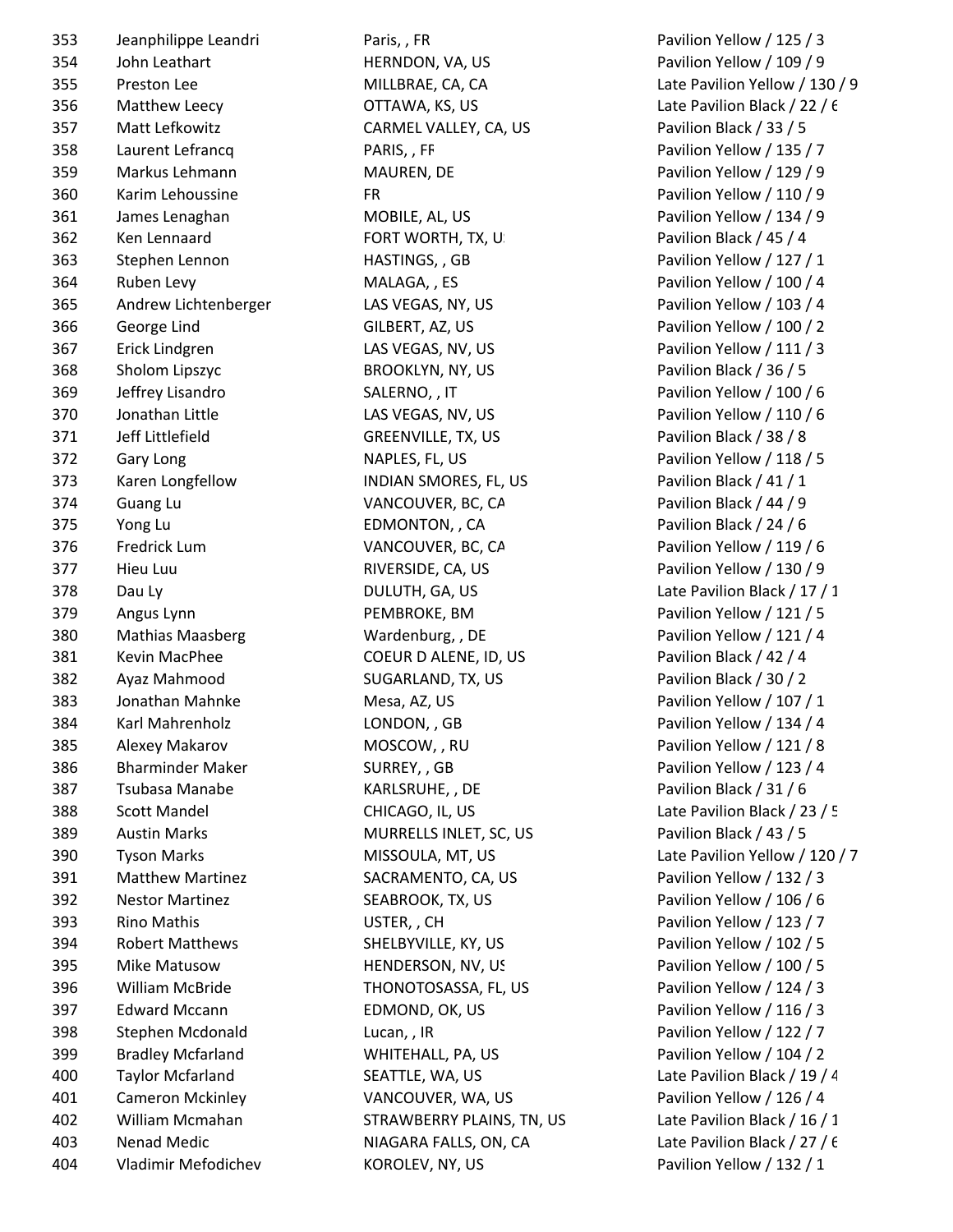| | | | |
|---|---|---|---|
| 353 | Jeanphilippe Leandri | Paris, , FR | Pavilion Yellow / 125 / 3 |
| 354 | John Leathart | HERNDON, VA, US | Pavilion Yellow / 109 / 9 |
| 355 | Preston Lee | MILLBRAE, CA, CA | Late Pavilion Yellow / 130 / 9 |
| 356 | Matthew Leecy | OTTAWA, KS, US | Late Pavilion Black / 22 / 6 |
| 357 | Matt Lefkowitz | CARMEL VALLEY, CA, US | Pavilion Black / 33 / 5 |
| 358 | Laurent Lefrancq | PARIS, , FR | Pavilion Yellow / 135 / 7 |
| 359 | Markus Lehmann | MAUREN, DE | Pavilion Yellow / 129 / 9 |
| 360 | Karim Lehoussine | FR | Pavilion Yellow / 110 / 9 |
| 361 | James Lenaghan | MOBILE, AL, US | Pavilion Yellow / 134 / 9 |
| 362 | Ken Lennaard | FORT WORTH, TX, US | Pavilion Black / 45 / 4 |
| 363 | Stephen Lennon | HASTINGS, , GB | Pavilion Yellow / 127 / 1 |
| 364 | Ruben Levy | MALAGA, , ES | Pavilion Yellow / 100 / 4 |
| 365 | Andrew Lichtenberger | LAS VEGAS, NY, US | Pavilion Yellow / 103 / 4 |
| 366 | George Lind | GILBERT, AZ, US | Pavilion Yellow / 100 / 2 |
| 367 | Erick Lindgren | LAS VEGAS, NV, US | Pavilion Yellow / 111 / 3 |
| 368 | Sholom Lipszyc | BROOKLYN, NY, US | Pavilion Black / 36 / 5 |
| 369 | Jeffrey Lisandro | SALERNO, , IT | Pavilion Yellow / 100 / 6 |
| 370 | Jonathan Little | LAS VEGAS, NV, US | Pavilion Yellow / 110 / 6 |
| 371 | Jeff Littlefield | GREENVILLE, TX, US | Pavilion Black / 38 / 8 |
| 372 | Gary Long | NAPLES, FL, US | Pavilion Yellow / 118 / 5 |
| 373 | Karen Longfellow | INDIAN SMORES, FL, US | Pavilion Black / 41 / 1 |
| 374 | Guang Lu | VANCOUVER, BC, CA | Pavilion Black / 44 / 9 |
| 375 | Yong Lu | EDMONTON, , CA | Pavilion Black / 24 / 6 |
| 376 | Fredrick Lum | VANCOUVER, BC, CA | Pavilion Yellow / 119 / 6 |
| 377 | Hieu Luu | RIVERSIDE, CA, US | Pavilion Yellow / 130 / 9 |
| 378 | Dau Ly | DULUTH, GA, US | Late Pavilion Black / 17 / 1 |
| 379 | Angus Lynn | PEMBROKE, BM | Pavilion Yellow / 121 / 5 |
| 380 | Mathias Maasberg | Wardenburg, , DE | Pavilion Yellow / 121 / 4 |
| 381 | Kevin MacPhee | COEUR D ALENE, ID, US | Pavilion Black / 42 / 4 |
| 382 | Ayaz Mahmood | SUGARLAND, TX, US | Pavilion Black / 30 / 2 |
| 383 | Jonathan Mahnke | Mesa, AZ, US | Pavilion Yellow / 107 / 1 |
| 384 | Karl Mahrenholz | LONDON, , GB | Pavilion Yellow / 134 / 4 |
| 385 | Alexey Makarov | MOSCOW, , RU | Pavilion Yellow / 121 / 8 |
| 386 | Bharminder Maker | SURREY, , GB | Pavilion Yellow / 123 / 4 |
| 387 | Tsubasa Manabe | KARLSRUHE, , DE | Pavilion Black / 31 / 6 |
| 388 | Scott Mandel | CHICAGO, IL, US | Late Pavilion Black / 23 / 5 |
| 389 | Austin Marks | MURRELLS INLET, SC, US | Pavilion Black / 43 / 5 |
| 390 | Tyson Marks | MISSOULA, MT, US | Late Pavilion Yellow / 120 / 7 |
| 391 | Matthew Martinez | SACRAMENTO, CA, US | Pavilion Yellow / 132 / 3 |
| 392 | Nestor Martinez | SEABROOK, TX, US | Pavilion Yellow / 106 / 6 |
| 393 | Rino Mathis | USTER, , CH | Pavilion Yellow / 123 / 7 |
| 394 | Robert Matthews | SHELBYVILLE, KY, US | Pavilion Yellow / 102 / 5 |
| 395 | Mike Matusow | HENDERSON, NV, US | Pavilion Yellow / 100 / 5 |
| 396 | William McBride | THONOTOSASSA, FL, US | Pavilion Yellow / 124 / 3 |
| 397 | Edward Mccann | EDMOND, OK, US | Pavilion Yellow / 116 / 3 |
| 398 | Stephen Mcdonald | Lucan, , IR | Pavilion Yellow / 122 / 7 |
| 399 | Bradley Mcfarland | WHITEHALL, PA, US | Pavilion Yellow / 104 / 2 |
| 400 | Taylor Mcfarland | SEATTLE, WA, US | Late Pavilion Black / 19 / 4 |
| 401 | Cameron Mckinley | VANCOUVER, WA, US | Pavilion Yellow / 126 / 4 |
| 402 | William Mcmahan | STRAWBERRY PLAINS, TN, US | Late Pavilion Black / 16 / 1 |
| 403 | Nenad Medic | NIAGARA FALLS, ON, CA | Late Pavilion Black / 27 / 6 |
| 404 | Vladimir Mefodichev | KOROLEV, NY, US | Pavilion Yellow / 132 / 1 |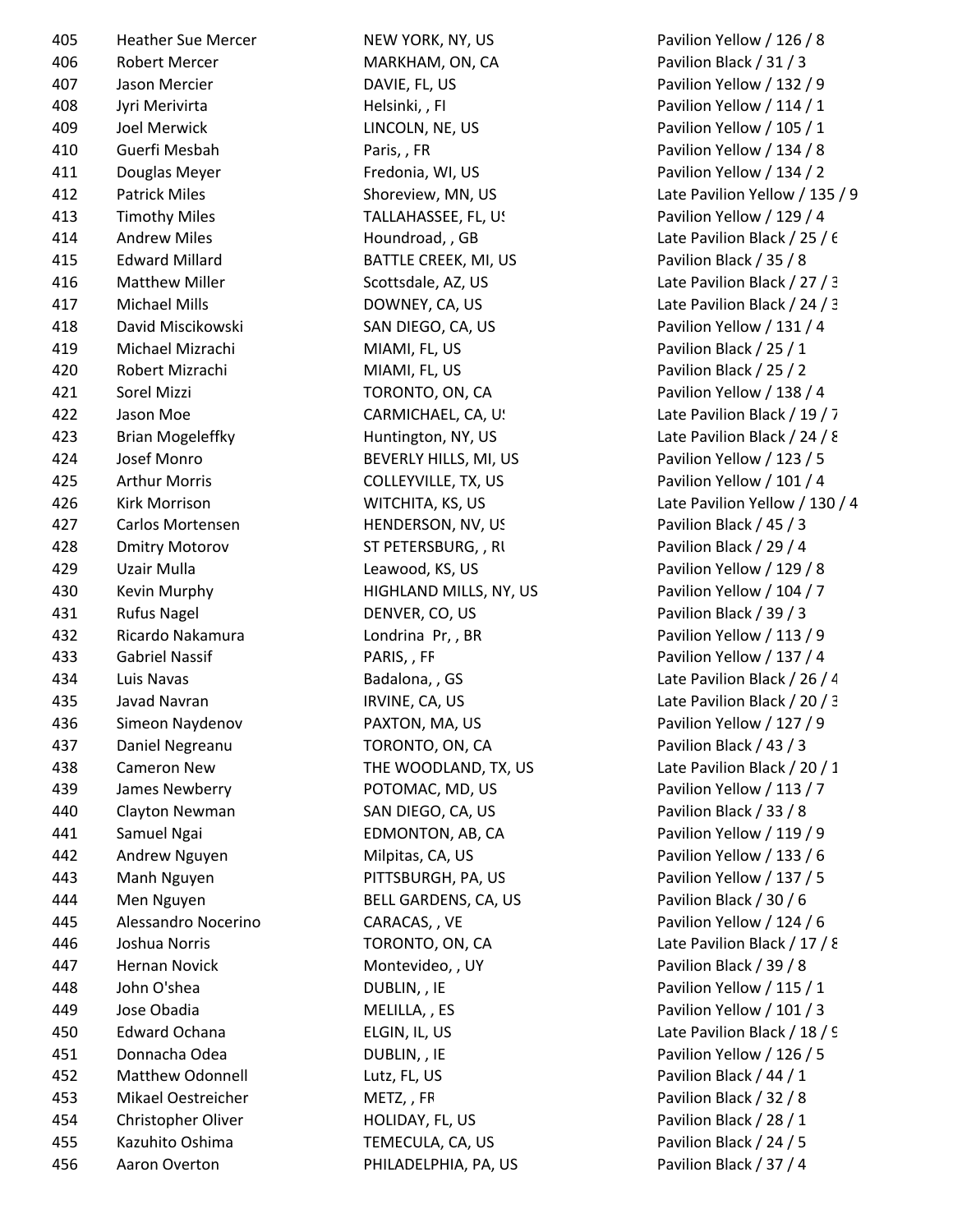| | | | |
|---|---|---|---|
| 405 | Heather Sue Mercer | NEW YORK, NY, US | Pavilion Yellow / 126 / 8 |
| 406 | Robert Mercer | MARKHAM, ON, CA | Pavilion Black / 31 / 3 |
| 407 | Jason Mercier | DAVIE, FL, US | Pavilion Yellow / 132 / 9 |
| 408 | Jyri Merivirta | Helsinki, , FI | Pavilion Yellow / 114 / 1 |
| 409 | Joel Merwick | LINCOLN, NE, US | Pavilion Yellow / 105 / 1 |
| 410 | Guerfi Mesbah | Paris, , FR | Pavilion Yellow / 134 / 8 |
| 411 | Douglas Meyer | Fredonia, WI, US | Pavilion Yellow / 134 / 2 |
| 412 | Patrick Miles | Shoreview, MN, US | Late Pavilion Yellow / 135 / 9 |
| 413 | Timothy Miles | TALLAHASSEE, FL, US | Pavilion Yellow / 129 / 4 |
| 414 | Andrew Miles | Houndroad, , GB | Late Pavilion Black / 25 / 6 |
| 415 | Edward Millard | BATTLE CREEK, MI, US | Pavilion Black / 35 / 8 |
| 416 | Matthew Miller | Scottsdale, AZ, US | Late Pavilion Black / 27 / 3 |
| 417 | Michael Mills | DOWNEY, CA, US | Late Pavilion Black / 24 / 3 |
| 418 | David Miscikowski | SAN DIEGO, CA, US | Pavilion Yellow / 131 / 4 |
| 419 | Michael Mizrachi | MIAMI, FL, US | Pavilion Black / 25 / 1 |
| 420 | Robert Mizrachi | MIAMI, FL, US | Pavilion Black / 25 / 2 |
| 421 | Sorel Mizzi | TORONTO, ON, CA | Pavilion Yellow / 138 / 4 |
| 422 | Jason Moe | CARMICHAEL, CA, US | Late Pavilion Black / 19 / 7 |
| 423 | Brian Mogeleffky | Huntington, NY, US | Late Pavilion Black / 24 / 8 |
| 424 | Josef Monro | BEVERLY HILLS, MI, US | Pavilion Yellow / 123 / 5 |
| 425 | Arthur Morris | COLLEYVILLE, TX, US | Pavilion Yellow / 101 / 4 |
| 426 | Kirk Morrison | WITCHITA, KS, US | Late Pavilion Yellow / 130 / 4 |
| 427 | Carlos Mortensen | HENDERSON, NV, US | Pavilion Black / 45 / 3 |
| 428 | Dmitry Motorov | ST PETERSBURG, , RU | Pavilion Black / 29 / 4 |
| 429 | Uzair Mulla | Leawood, KS, US | Pavilion Yellow / 129 / 8 |
| 430 | Kevin Murphy | HIGHLAND MILLS, NY, US | Pavilion Yellow / 104 / 7 |
| 431 | Rufus Nagel | DENVER, CO, US | Pavilion Black / 39 / 3 |
| 432 | Ricardo Nakamura | Londrina Pr, , BR | Pavilion Yellow / 113 / 9 |
| 433 | Gabriel Nassif | PARIS, , FR | Pavilion Yellow / 137 / 4 |
| 434 | Luis Navas | Badalona, , GS | Late Pavilion Black / 26 / 4 |
| 435 | Javad Navran | IRVINE, CA, US | Late Pavilion Black / 20 / 3 |
| 436 | Simeon Naydenov | PAXTON, MA, US | Pavilion Yellow / 127 / 9 |
| 437 | Daniel Negreanu | TORONTO, ON, CA | Pavilion Black / 43 / 3 |
| 438 | Cameron New | THE WOODLAND, TX, US | Late Pavilion Black / 20 / 1 |
| 439 | James Newberry | POTOMAC, MD, US | Pavilion Yellow / 113 / 7 |
| 440 | Clayton Newman | SAN DIEGO, CA, US | Pavilion Black / 33 / 8 |
| 441 | Samuel Ngai | EDMONTON, AB, CA | Pavilion Yellow / 119 / 9 |
| 442 | Andrew Nguyen | Milpitas, CA, US | Pavilion Yellow / 133 / 6 |
| 443 | Manh Nguyen | PITTSBURGH, PA, US | Pavilion Yellow / 137 / 5 |
| 444 | Men Nguyen | BELL GARDENS, CA, US | Pavilion Black / 30 / 6 |
| 445 | Alessandro Nocerino | CARACAS, , VE | Pavilion Yellow / 124 / 6 |
| 446 | Joshua Norris | TORONTO, ON, CA | Late Pavilion Black / 17 / 8 |
| 447 | Hernan Novick | Montevideo, , UY | Pavilion Black / 39 / 8 |
| 448 | John O'shea | DUBLIN, , IE | Pavilion Yellow / 115 / 1 |
| 449 | Jose Obadia | MELILLA, , ES | Pavilion Yellow / 101 / 3 |
| 450 | Edward Ochana | ELGIN, IL, US | Late Pavilion Black / 18 / 9 |
| 451 | Donnacha Odea | DUBLIN, , IE | Pavilion Yellow / 126 / 5 |
| 452 | Matthew Odonnell | Lutz, FL, US | Pavilion Black / 44 / 1 |
| 453 | Mikael Oestreicher | METZ, , FR | Pavilion Black / 32 / 8 |
| 454 | Christopher Oliver | HOLIDAY, FL, US | Pavilion Black / 28 / 1 |
| 455 | Kazuhito Oshima | TEMECULA, CA, US | Pavilion Black / 24 / 5 |
| 456 | Aaron Overton | PHILADELPHIA, PA, US | Pavilion Black / 37 / 4 |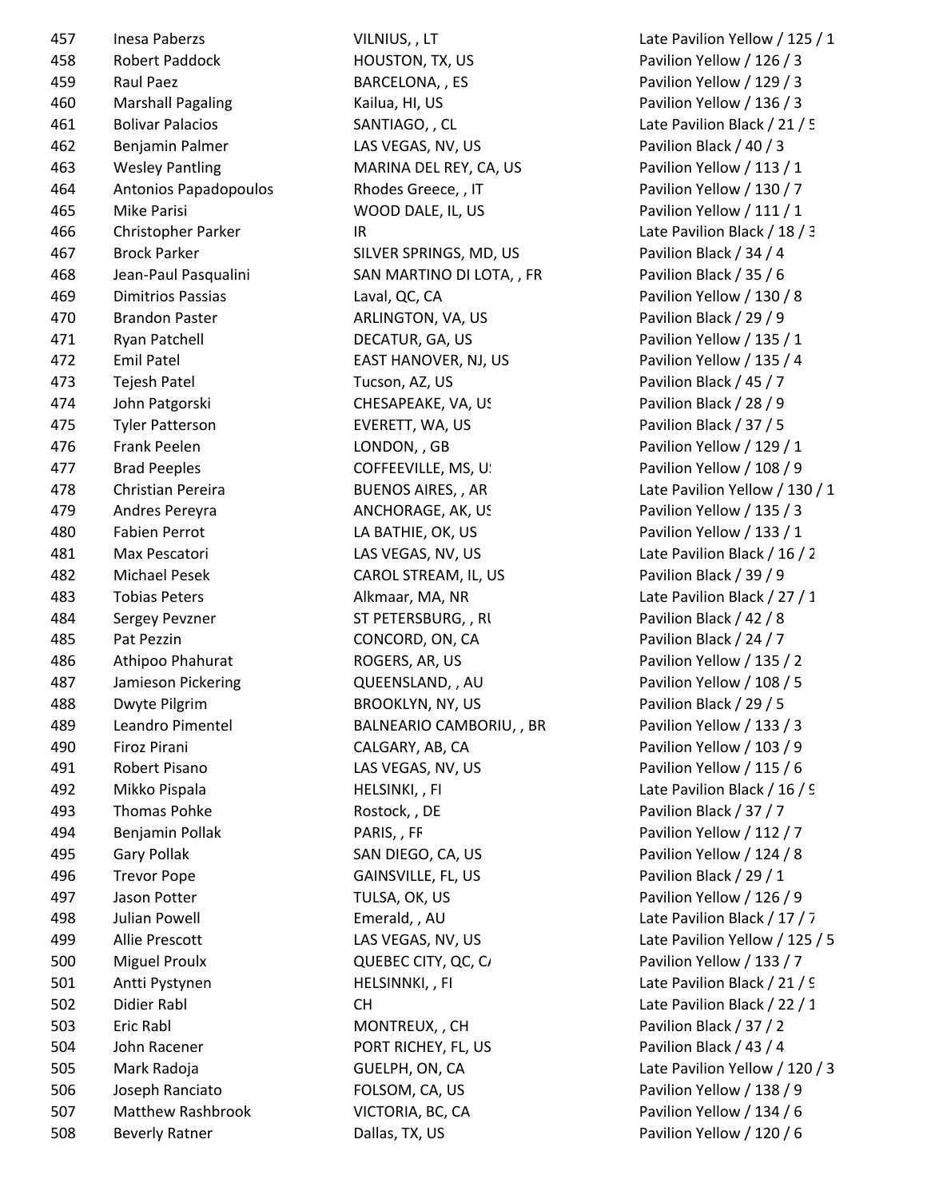| | | | |
|---|---|---|---|
| 457 | Inesa Paberzs | VILNIUS, , LT | Late Pavilion Yellow / 125 / 1 |
| 458 | Robert Paddock | HOUSTON, TX, US | Pavilion Yellow / 126 / 3 |
| 459 | Raul Paez | BARCELONA, , ES | Pavilion Yellow / 129 / 3 |
| 460 | Marshall Pagaling | Kailua, HI, US | Pavilion Yellow / 136 / 3 |
| 461 | Bolivar Palacios | SANTIAGO, , CL | Late Pavilion Black / 21 / 5 |
| 462 | Benjamin Palmer | LAS VEGAS, NV, US | Pavilion Black / 40 / 3 |
| 463 | Wesley Pantling | MARINA DEL REY, CA, US | Pavilion Yellow / 113 / 1 |
| 464 | Antonios Papadopoulos | Rhodes Greece, , IT | Pavilion Yellow / 130 / 7 |
| 465 | Mike Parisi | WOOD DALE, IL, US | Pavilion Yellow / 111 / 1 |
| 466 | Christopher Parker | IR | Late Pavilion Black / 18 / 3 |
| 467 | Brock Parker | SILVER SPRINGS, MD, US | Pavilion Black / 34 / 4 |
| 468 | Jean-Paul Pasqualini | SAN MARTINO DI LOTA, , FR | Pavilion Black / 35 / 6 |
| 469 | Dimitrios Passias | Laval, QC, CA | Pavilion Yellow / 130 / 8 |
| 470 | Brandon Paster | ARLINGTON, VA, US | Pavilion Black / 29 / 9 |
| 471 | Ryan Patchell | DECATUR, GA, US | Pavilion Yellow / 135 / 1 |
| 472 | Emil Patel | EAST HANOVER, NJ, US | Pavilion Yellow / 135 / 4 |
| 473 | Tejesh Patel | Tucson, AZ, US | Pavilion Black / 45 / 7 |
| 474 | John Patgorski | CHESAPEAKE, VA, US | Pavilion Black / 28 / 9 |
| 475 | Tyler Patterson | EVERETT, WA, US | Pavilion Black / 37 / 5 |
| 476 | Frank Peelen | LONDON, , GB | Pavilion Yellow / 129 / 1 |
| 477 | Brad Peeples | COFFEEVILLE, MS, US | Pavilion Yellow / 108 / 9 |
| 478 | Christian Pereira | BUENOS AIRES, , AR | Late Pavilion Yellow / 130 / 1 |
| 479 | Andres Pereyra | ANCHORAGE, AK, US | Pavilion Yellow / 135 / 3 |
| 480 | Fabien Perrot | LA BATHIE, OK, US | Pavilion Yellow / 133 / 1 |
| 481 | Max Pescatori | LAS VEGAS, NV, US | Late Pavilion Black / 16 / 2 |
| 482 | Michael Pesek | CAROL STREAM, IL, US | Pavilion Black / 39 / 9 |
| 483 | Tobias Peters | Alkmaar, MA, NR | Late Pavilion Black / 27 / 1 |
| 484 | Sergey Pevzner | ST PETERSBURG, , RU | Pavilion Black / 42 / 8 |
| 485 | Pat Pezzin | CONCORD, ON, CA | Pavilion Black / 24 / 7 |
| 486 | Athipoo Phahurat | ROGERS, AR, US | Pavilion Yellow / 135 / 2 |
| 487 | Jamieson Pickering | QUEENSLAND, , AU | Pavilion Yellow / 108 / 5 |
| 488 | Dwyte Pilgrim | BROOKLYN, NY, US | Pavilion Black / 29 / 5 |
| 489 | Leandro Pimentel | BALNEARIO CAMBORIU, , BR | Pavilion Yellow / 133 / 3 |
| 490 | Firoz Pirani | CALGARY, AB, CA | Pavilion Yellow / 103 / 9 |
| 491 | Robert Pisano | LAS VEGAS, NV, US | Pavilion Yellow / 115 / 6 |
| 492 | Mikko Pispala | HELSINKI, , FI | Late Pavilion Black / 16 / 9 |
| 493 | Thomas Pohke | Rostock, , DE | Pavilion Black / 37 / 7 |
| 494 | Benjamin Pollak | PARIS, , FR | Pavilion Yellow / 112 / 7 |
| 495 | Gary Pollak | SAN DIEGO, CA, US | Pavilion Yellow / 124 / 8 |
| 496 | Trevor Pope | GAINSVILLE, FL, US | Pavilion Black / 29 / 1 |
| 497 | Jason Potter | TULSA, OK, US | Pavilion Yellow / 126 / 9 |
| 498 | Julian Powell | Emerald, , AU | Late Pavilion Black / 17 / 7 |
| 499 | Allie Prescott | LAS VEGAS, NV, US | Late Pavilion Yellow / 125 / 5 |
| 500 | Miguel Proulx | QUEBEC CITY, QC, CA | Pavilion Yellow / 133 / 7 |
| 501 | Antti Pystynen | HELSINNKI, , FI | Late Pavilion Black / 21 / 9 |
| 502 | Didier Rabl | CH | Late Pavilion Black / 22 / 1 |
| 503 | Eric Rabl | MONTREUX, , CH | Pavilion Black / 37 / 2 |
| 504 | John Racener | PORT RICHEY, FL, US | Pavilion Black / 43 / 4 |
| 505 | Mark Radoja | GUELPH, ON, CA | Late Pavilion Yellow / 120 / 3 |
| 506 | Joseph Ranciato | FOLSOM, CA, US | Pavilion Yellow / 138 / 9 |
| 507 | Matthew Rashbrook | VICTORIA, BC, CA | Pavilion Yellow / 134 / 6 |
| 508 | Beverly Ratner | Dallas, TX, US | Pavilion Yellow / 120 / 6 |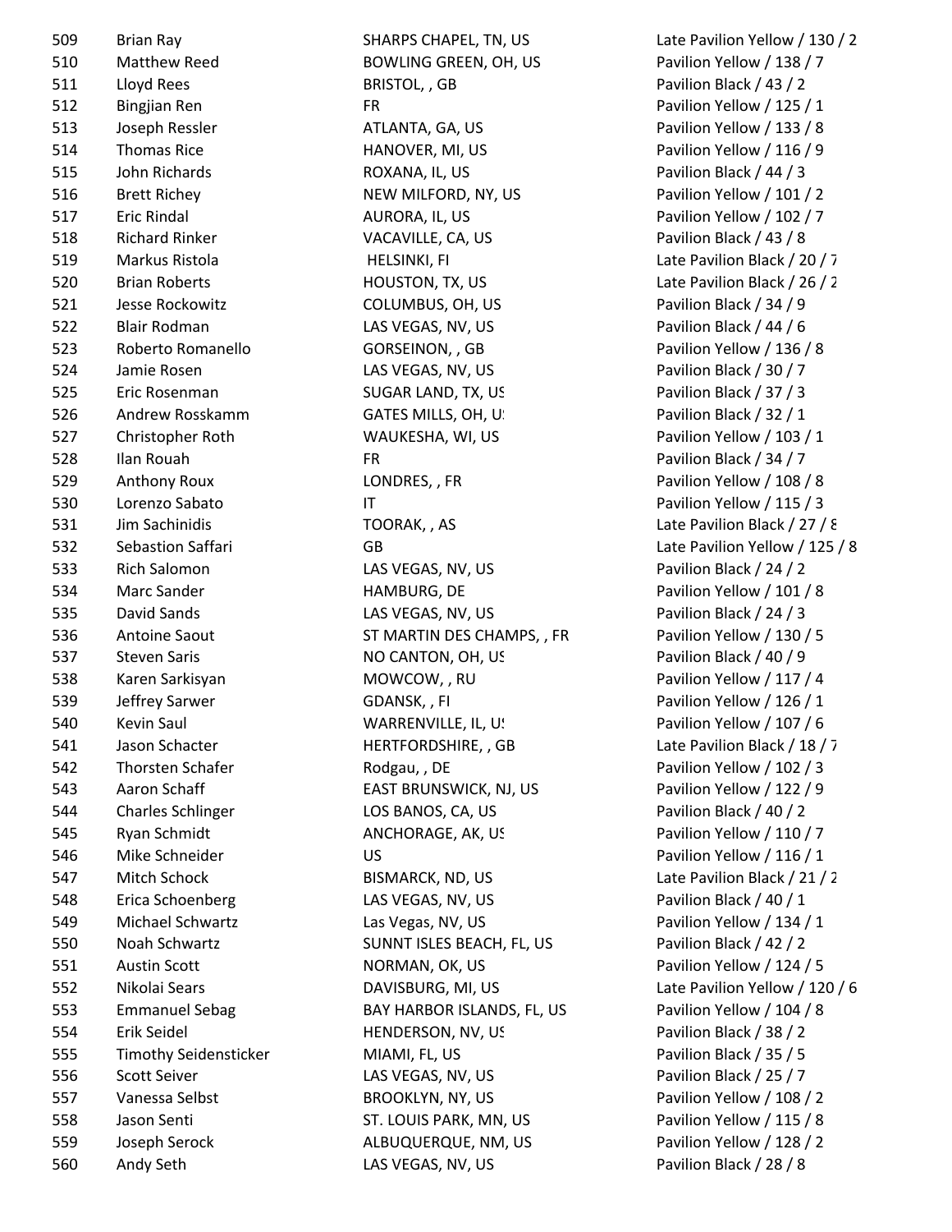| | | | |
|---|---|---|---|
| 509 | Brian Ray | SHARPS CHAPEL, TN, US | Late Pavilion Yellow / 130 / 2 |
| 510 | Matthew Reed | BOWLING GREEN, OH, US | Pavilion Yellow / 138 / 7 |
| 511 | Lloyd Rees | BRISTOL, , GB | Pavilion Black / 43 / 2 |
| 512 | Bingjian Ren | FR | Pavilion Yellow / 125 / 1 |
| 513 | Joseph Ressler | ATLANTA, GA, US | Pavilion Yellow / 133 / 8 |
| 514 | Thomas Rice | HANOVER, MI, US | Pavilion Yellow / 116 / 9 |
| 515 | John Richards | ROXANA, IL, US | Pavilion Black / 44 / 3 |
| 516 | Brett Richey | NEW MILFORD, NY, US | Pavilion Yellow / 101 / 2 |
| 517 | Eric Rindal | AURORA, IL, US | Pavilion Yellow / 102 / 7 |
| 518 | Richard Rinker | VACAVILLE, CA, US | Pavilion Black / 43 / 8 |
| 519 | Markus Ristola | HELSINKI, FI | Late Pavilion Black / 20 / 7 |
| 520 | Brian Roberts | HOUSTON, TX, US | Late Pavilion Black / 26 / 2 |
| 521 | Jesse Rockowitz | COLUMBUS, OH, US | Pavilion Black / 34 / 9 |
| 522 | Blair Rodman | LAS VEGAS, NV, US | Pavilion Black / 44 / 6 |
| 523 | Roberto Romanello | GORSEINON, , GB | Pavilion Yellow / 136 / 8 |
| 524 | Jamie Rosen | LAS VEGAS, NV, US | Pavilion Black / 30 / 7 |
| 525 | Eric Rosenman | SUGAR LAND, TX, US | Pavilion Black / 37 / 3 |
| 526 | Andrew Rosskamm | GATES MILLS, OH, US | Pavilion Black / 32 / 1 |
| 527 | Christopher Roth | WAUKESHA, WI, US | Pavilion Yellow / 103 / 1 |
| 528 | Ilan Rouah | FR | Pavilion Black / 34 / 7 |
| 529 | Anthony Roux | LONDRES, , FR | Pavilion Yellow / 108 / 8 |
| 530 | Lorenzo Sabato | IT | Pavilion Yellow / 115 / 3 |
| 531 | Jim Sachinidis | TOORAK, , AS | Late Pavilion Black / 27 / 8 |
| 532 | Sebastion Saffari | GB | Late Pavilion Yellow / 125 / 8 |
| 533 | Rich Salomon | LAS VEGAS, NV, US | Pavilion Black / 24 / 2 |
| 534 | Marc Sander | HAMBURG, DE | Pavilion Yellow / 101 / 8 |
| 535 | David Sands | LAS VEGAS, NV, US | Pavilion Black / 24 / 3 |
| 536 | Antoine Saout | ST MARTIN DES CHAMPS, , FR | Pavilion Yellow / 130 / 5 |
| 537 | Steven Saris | NO CANTON, OH, US | Pavilion Black / 40 / 9 |
| 538 | Karen Sarkisyan | MOWCOW, , RU | Pavilion Yellow / 117 / 4 |
| 539 | Jeffrey Sarwer | GDANSK, , FI | Pavilion Yellow / 126 / 1 |
| 540 | Kevin Saul | WARRENVILLE, IL, US | Pavilion Yellow / 107 / 6 |
| 541 | Jason Schacter | HERTFORDSHIRE, , GB | Late Pavilion Black / 18 / 7 |
| 542 | Thorsten Schafer | Rodgau, , DE | Pavilion Yellow / 102 / 3 |
| 543 | Aaron Schaff | EAST BRUNSWICK, NJ, US | Pavilion Yellow / 122 / 9 |
| 544 | Charles Schlinger | LOS BANOS, CA, US | Pavilion Black / 40 / 2 |
| 545 | Ryan Schmidt | ANCHORAGE, AK, US | Pavilion Yellow / 110 / 7 |
| 546 | Mike Schneider | US | Pavilion Yellow / 116 / 1 |
| 547 | Mitch Schock | BISMARCK, ND, US | Late Pavilion Black / 21 / 2 |
| 548 | Erica Schoenberg | LAS VEGAS, NV, US | Pavilion Black / 40 / 1 |
| 549 | Michael Schwartz | Las Vegas, NV, US | Pavilion Yellow / 134 / 1 |
| 550 | Noah Schwartz | SUNNT ISLES BEACH, FL, US | Pavilion Black / 42 / 2 |
| 551 | Austin Scott | NORMAN, OK, US | Pavilion Yellow / 124 / 5 |
| 552 | Nikolai Sears | DAVISBURG, MI, US | Late Pavilion Yellow / 120 / 6 |
| 553 | Emmanuel Sebag | BAY HARBOR ISLANDS, FL, US | Pavilion Yellow / 104 / 8 |
| 554 | Erik Seidel | HENDERSON, NV, US | Pavilion Black / 38 / 2 |
| 555 | Timothy Seidensticker | MIAMI, FL, US | Pavilion Black / 35 / 5 |
| 556 | Scott Seiver | LAS VEGAS, NV, US | Pavilion Black / 25 / 7 |
| 557 | Vanessa Selbst | BROOKLYN, NY, US | Pavilion Yellow / 108 / 2 |
| 558 | Jason Senti | ST. LOUIS PARK, MN, US | Pavilion Yellow / 115 / 8 |
| 559 | Joseph Serock | ALBUQUERQUE, NM, US | Pavilion Yellow / 128 / 2 |
| 560 | Andy Seth | LAS VEGAS, NV, US | Pavilion Black / 28 / 8 |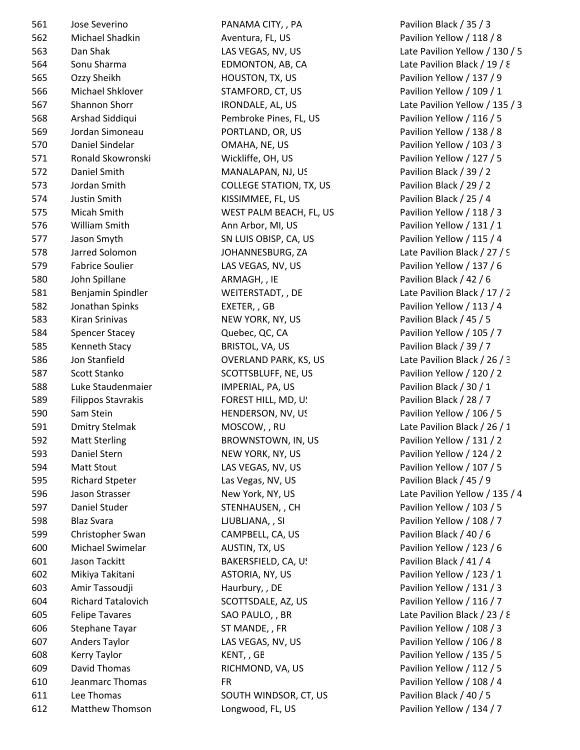| | | | |
|---|---|---|---|
| 561 | Jose Severino | PANAMA CITY, , PA | Pavilion Black / 35 / 3 |
| 562 | Michael Shadkin | Aventura, FL, US | Pavilion Yellow / 118 / 8 |
| 563 | Dan Shak | LAS VEGAS, NV, US | Late Pavilion Yellow / 130 / 5 |
| 564 | Sonu Sharma | EDMONTON, AB, CA | Late Pavilion Black / 19 / 8 |
| 565 | Ozzy Sheikh | HOUSTON, TX, US | Pavilion Yellow / 137 / 9 |
| 566 | Michael Shklover | STAMFORD, CT, US | Pavilion Yellow / 109 / 1 |
| 567 | Shannon Shorr | IRONDALE, AL, US | Late Pavilion Yellow / 135 / 3 |
| 568 | Arshad Siddiqui | Pembroke Pines, FL, US | Pavilion Yellow / 116 / 5 |
| 569 | Jordan Simoneau | PORTLAND, OR, US | Pavilion Yellow / 138 / 8 |
| 570 | Daniel Sindelar | OMAHA, NE, US | Pavilion Yellow / 103 / 3 |
| 571 | Ronald Skowronski | Wickliffe, OH, US | Pavilion Yellow / 127 / 5 |
| 572 | Daniel Smith | MANALAPAN, NJ, US | Pavilion Black / 39 / 2 |
| 573 | Jordan Smith | COLLEGE STATION, TX, US | Pavilion Black / 29 / 2 |
| 574 | Justin Smith | KISSIMMEE, FL, US | Pavilion Black / 25 / 4 |
| 575 | Micah Smith | WEST PALM BEACH, FL, US | Pavilion Yellow / 118 / 3 |
| 576 | William Smith | Ann Arbor, MI, US | Pavilion Yellow / 131 / 1 |
| 577 | Jason Smyth | SN LUIS OBISP, CA, US | Pavilion Yellow / 115 / 4 |
| 578 | Jarred Solomon | JOHANNESBURG, ZA | Late Pavilion Black / 27 / 9 |
| 579 | Fabrice Soulier | LAS VEGAS, NV, US | Pavilion Yellow / 137 / 6 |
| 580 | John Spillane | ARMAGH, , IE | Pavilion Black / 42 / 6 |
| 581 | Benjamin Spindler | WEITERSTADT, , DE | Late Pavilion Black / 17 / 2 |
| 582 | Jonathan Spinks | EXETER, , GB | Pavilion Yellow / 113 / 4 |
| 583 | Kiran Srinivas | NEW YORK, NY, US | Pavilion Black / 45 / 5 |
| 584 | Spencer Stacey | Quebec, QC, CA | Pavilion Yellow / 105 / 7 |
| 585 | Kenneth Stacy | BRISTOL, VA, US | Pavilion Black / 39 / 7 |
| 586 | Jon Stanfield | OVERLAND PARK, KS, US | Late Pavilion Black / 26 / 3 |
| 587 | Scott Stanko | SCOTTSBLUFF, NE, US | Pavilion Yellow / 120 / 2 |
| 588 | Luke Staudenmaier | IMPERIAL, PA, US | Pavilion Black / 30 / 1 |
| 589 | Filippos Stavrakis | FOREST HILL, MD, US | Pavilion Black / 28 / 7 |
| 590 | Sam Stein | HENDERSON, NV, US | Pavilion Yellow / 106 / 5 |
| 591 | Dmitry Stelmak | MOSCOW, , RU | Late Pavilion Black / 26 / 1 |
| 592 | Matt Sterling | BROWNSTOWN, IN, US | Pavilion Yellow / 131 / 2 |
| 593 | Daniel Stern | NEW YORK, NY, US | Pavilion Yellow / 124 / 2 |
| 594 | Matt Stout | LAS VEGAS, NV, US | Pavilion Yellow / 107 / 5 |
| 595 | Richard Stpeter | Las Vegas, NV, US | Pavilion Black / 45 / 9 |
| 596 | Jason Strasser | New York, NY, US | Late Pavilion Yellow / 135 / 4 |
| 597 | Daniel Studer | STENHAUSEN, , CH | Pavilion Yellow / 103 / 5 |
| 598 | Blaz Svara | LJUBLJANA, , SI | Pavilion Yellow / 108 / 7 |
| 599 | Christopher Swan | CAMPBELL, CA, US | Pavilion Black / 40 / 6 |
| 600 | Michael Swimelar | AUSTIN, TX, US | Pavilion Yellow / 123 / 6 |
| 601 | Jason Tackitt | BAKERSFIELD, CA, US | Pavilion Black / 41 / 4 |
| 602 | Mikiya Takitani | ASTORIA, NY, US | Pavilion Yellow / 123 / 1 |
| 603 | Amir Tassoudji | Haurbury, , DE | Pavilion Yellow / 131 / 3 |
| 604 | Richard Tatalovich | SCOTTSDALE, AZ, US | Pavilion Yellow / 116 / 7 |
| 605 | Felipe Tavares | SAO PAULO, , BR | Late Pavilion Black / 23 / 8 |
| 606 | Stephane Tayar | ST MANDE, , FR | Pavilion Yellow / 108 / 3 |
| 607 | Anders Taylor | LAS VEGAS, NV, US | Pavilion Yellow / 106 / 8 |
| 608 | Kerry Taylor | KENT, , GB | Pavilion Yellow / 135 / 5 |
| 609 | David Thomas | RICHMOND, VA, US | Pavilion Yellow / 112 / 5 |
| 610 | Jeanmarc Thomas | FR | Pavilion Yellow / 108 / 4 |
| 611 | Lee Thomas | SOUTH WINDSOR, CT, US | Pavilion Black / 40 / 5 |
| 612 | Matthew Thomson | Longwood, FL, US | Pavilion Yellow / 134 / 7 |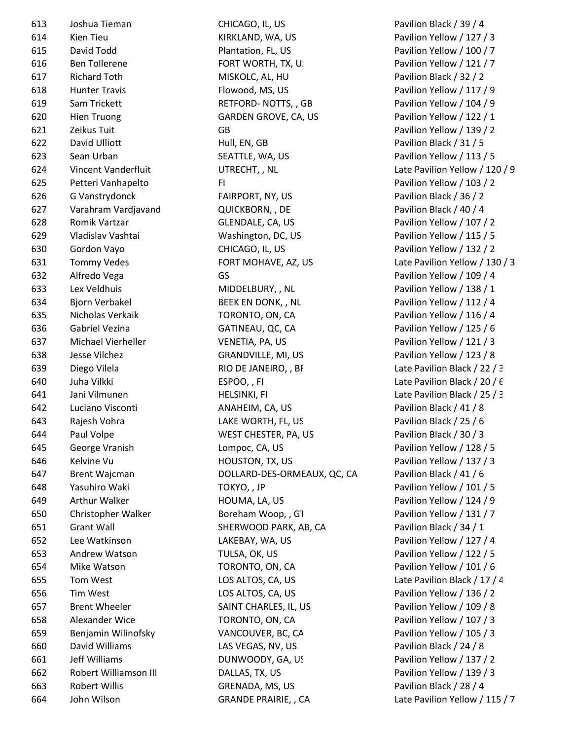| | | | |
|---|---|---|---|
| 613 | Joshua Tieman | CHICAGO, IL, US | Pavilion Black / 39 / 4 |
| 614 | Kien Tieu | KIRKLAND, WA, US | Pavilion Yellow / 127 / 3 |
| 615 | David Todd | Plantation, FL, US | Pavilion Yellow / 100 / 7 |
| 616 | Ben Tollerene | FORT WORTH, TX, U | Pavilion Yellow / 121 / 7 |
| 617 | Richard Toth | MISKOLC, AL, HU | Pavilion Black / 32 / 2 |
| 618 | Hunter Travis | Flowood, MS, US | Pavilion Yellow / 117 / 9 |
| 619 | Sam Trickett | RETFORD- NOTTS, , GB | Pavilion Yellow / 104 / 9 |
| 620 | Hien Truong | GARDEN GROVE, CA, US | Pavilion Yellow / 122 / 1 |
| 621 | Zeikus Tuit | GB | Pavilion Yellow / 139 / 2 |
| 622 | David Ulliott | Hull, EN, GB | Pavilion Black / 31 / 5 |
| 623 | Sean Urban | SEATTLE, WA, US | Pavilion Yellow / 113 / 5 |
| 624 | Vincent Vanderfluit | UTRECHT, , NL | Late Pavilion Yellow / 120 / 9 |
| 625 | Petteri Vanhapelto | FI | Pavilion Yellow / 103 / 2 |
| 626 | G Vanstrydonck | FAIRPORT, NY, US | Pavilion Black / 36 / 2 |
| 627 | Varahram Vardjavand | QUICKBORN, , DE | Pavilion Black / 40 / 4 |
| 628 | Romik Vartzar | GLENDALE, CA, US | Pavilion Yellow / 107 / 2 |
| 629 | Vladislav Vashtai | Washington, DC, US | Pavilion Yellow / 115 / 5 |
| 630 | Gordon Vayo | CHICAGO, IL, US | Pavilion Yellow / 132 / 2 |
| 631 | Tommy Vedes | FORT MOHAVE, AZ, US | Late Pavilion Yellow / 130 / 3 |
| 632 | Alfredo Vega | GS | Pavilion Yellow / 109 / 4 |
| 633 | Lex Veldhuis | MIDDELBURY, , NL | Pavilion Yellow / 138 / 1 |
| 634 | Bjorn Verbakel | BEEK EN DONK, , NL | Pavilion Yellow / 112 / 4 |
| 635 | Nicholas Verkaik | TORONTO, ON, CA | Pavilion Yellow / 116 / 4 |
| 636 | Gabriel Vezina | GATINEAU, QC, CA | Pavilion Yellow / 125 / 6 |
| 637 | Michael Vierheller | VENETIA, PA, US | Pavilion Yellow / 121 / 3 |
| 638 | Jesse Vilchez | GRANDVILLE, MI, US | Pavilion Yellow / 123 / 8 |
| 639 | Diego Vilela | RIO DE JANEIRO, , BF | Late Pavilion Black / 22 / 3 |
| 640 | Juha Vilkki | ESPOO, , FI | Late Pavilion Black / 20 / 6 |
| 641 | Jani Vilmunen | HELSINKI, FI | Late Pavilion Black / 25 / 3 |
| 642 | Luciano Visconti | ANAHEIM, CA, US | Pavilion Black / 41 / 8 |
| 643 | Rajesh Vohra | LAKE WORTH, FL, US | Pavilion Black / 25 / 6 |
| 644 | Paul Volpe | WEST CHESTER, PA, US | Pavilion Black / 30 / 3 |
| 645 | George Vranish | Lompoc, CA, US | Pavilion Yellow / 128 / 5 |
| 646 | Kelvine Vu | HOUSTON, TX, US | Pavilion Yellow / 137 / 3 |
| 647 | Brent Wajcman | DOLLARD-DES-ORMEAUX, QC, CA | Pavilion Black / 41 / 6 |
| 648 | Yasuhiro Waki | TOKYO, , JP | Pavilion Yellow / 101 / 5 |
| 649 | Arthur Walker | HOUMA, LA, US | Pavilion Yellow / 124 / 9 |
| 650 | Christopher Walker | Boreham Woop, , GT | Pavilion Yellow / 131 / 7 |
| 651 | Grant Wall | SHERWOOD PARK, AB, CA | Pavilion Black / 34 / 1 |
| 652 | Lee Watkinson | LAKEBAY, WA, US | Pavilion Yellow / 127 / 4 |
| 653 | Andrew Watson | TULSA, OK, US | Pavilion Yellow / 122 / 5 |
| 654 | Mike Watson | TORONTO, ON, CA | Pavilion Yellow / 101 / 6 |
| 655 | Tom West | LOS ALTOS, CA, US | Late Pavilion Black / 17 / 4 |
| 656 | Tim West | LOS ALTOS, CA, US | Pavilion Yellow / 136 / 2 |
| 657 | Brent Wheeler | SAINT CHARLES, IL, US | Pavilion Yellow / 109 / 8 |
| 658 | Alexander Wice | TORONTO, ON, CA | Pavilion Yellow / 107 / 3 |
| 659 | Benjamin Wilinofsky | VANCOUVER, BC, CA | Pavilion Yellow / 105 / 3 |
| 660 | David Williams | LAS VEGAS, NV, US | Pavilion Black / 24 / 8 |
| 661 | Jeff Williams | DUNWOODY, GA, US | Pavilion Yellow / 137 / 2 |
| 662 | Robert Williamson III | DALLAS, TX, US | Pavilion Yellow / 139 / 3 |
| 663 | Robert Willis | GRENADA, MS, US | Pavilion Black / 28 / 4 |
| 664 | John Wilson | GRANDE PRAIRIE, , CA | Late Pavilion Yellow / 115 / 7 |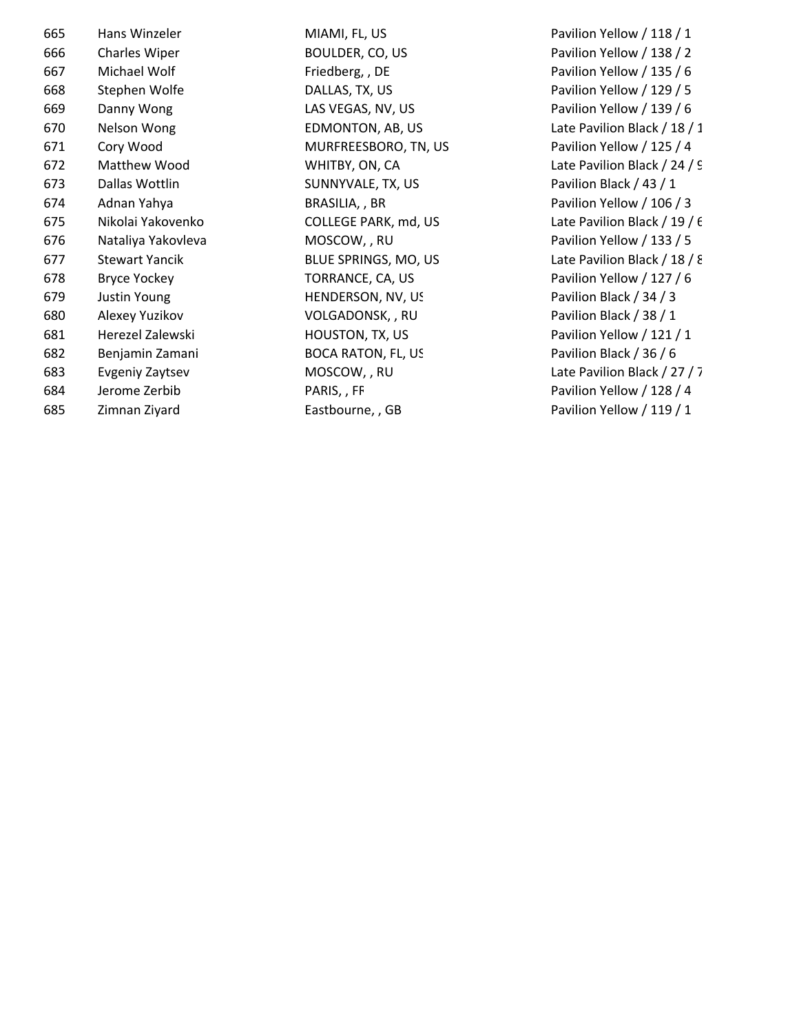| | | | |
|---|---|---|---|
| 665 | Hans Winzeler | MIAMI, FL, US | Pavilion Yellow / 118 / 1 |
| 666 | Charles Wiper | BOULDER, CO, US | Pavilion Yellow / 138 / 2 |
| 667 | Michael Wolf | Friedberg, , DE | Pavilion Yellow / 135 / 6 |
| 668 | Stephen Wolfe | DALLAS, TX, US | Pavilion Yellow / 129 / 5 |
| 669 | Danny Wong | LAS VEGAS, NV, US | Pavilion Yellow / 139 / 6 |
| 670 | Nelson Wong | EDMONTON, AB, US | Late Pavilion Black / 18 / 1 |
| 671 | Cory Wood | MURFREESBORO, TN, US | Pavilion Yellow / 125 / 4 |
| 672 | Matthew Wood | WHITBY, ON, CA | Late Pavilion Black / 24 / 9 |
| 673 | Dallas Wottlin | SUNNYVALE, TX, US | Pavilion Black / 43 / 1 |
| 674 | Adnan Yahya | BRASILIA, , BR | Pavilion Yellow / 106 / 3 |
| 675 | Nikolai Yakovenko | COLLEGE PARK, md, US | Late Pavilion Black / 19 / 6 |
| 676 | Nataliya Yakovleva | MOSCOW, , RU | Pavilion Yellow / 133 / 5 |
| 677 | Stewart Yancik | BLUE SPRINGS, MO, US | Late Pavilion Black / 18 / 8 |
| 678 | Bryce Yockey | TORRANCE, CA, US | Pavilion Yellow / 127 / 6 |
| 679 | Justin Young | HENDERSON, NV, US | Pavilion Black / 34 / 3 |
| 680 | Alexey Yuzikov | VOLGADONSK, , RU | Pavilion Black / 38 / 1 |
| 681 | Herezel Zalewski | HOUSTON, TX, US | Pavilion Yellow / 121 / 1 |
| 682 | Benjamin Zamani | BOCA RATON, FL, US | Pavilion Black / 36 / 6 |
| 683 | Evgeniy Zaytsev | MOSCOW, , RU | Late Pavilion Black / 27 / 7 |
| 684 | Jerome Zerbib | PARIS, , FR | Pavilion Yellow / 128 / 4 |
| 685 | Zimnan Ziyard | Eastbourne, , GB | Pavilion Yellow / 119 / 1 |